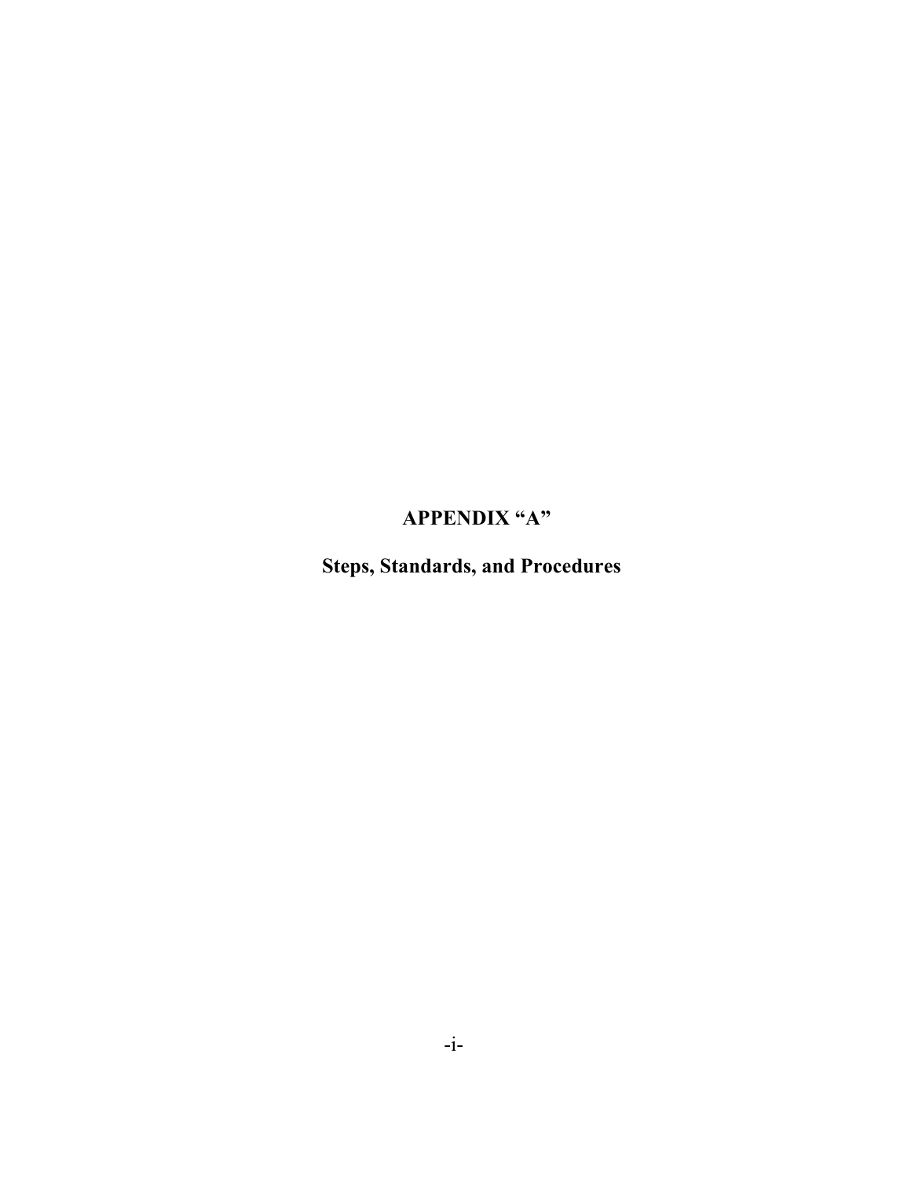# APPENDIX "A"

## Steps, Standards, and Procedures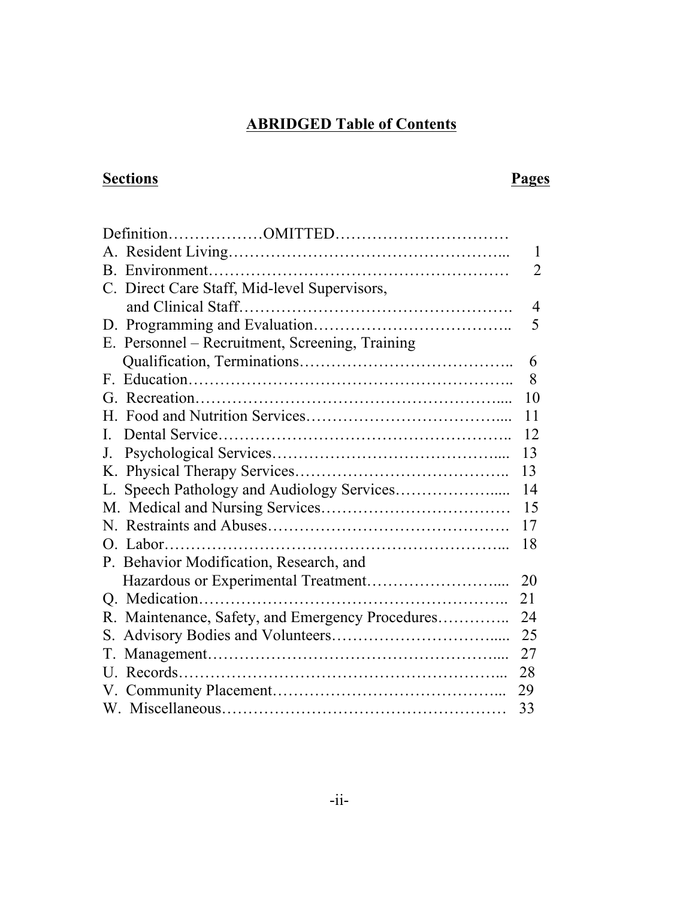# ABRIDGED Table of Contents

| Sections | Pages |
|---|---|
| Definition………………OMITTED…………………………… | |
| A. Resident Living…………………………………………… | 1 |
| B. Environment………………………………………………… | 2 |
| C. Direct Care Staff, Mid-level Supervisors, and Clinical Staff……………………………………………… | 4 |
| D. Programming and Evaluation……………………………… | 5 |
| E. Personnel – Recruitment, Screening, Training Qualification, Terminations………………………………… | 6 |
| F. Education…………………………………………………… | 8 |
| G. Recreation………………………………………………… | 10 |
| H. Food and Nutrition Services……………………………… | 11 |
| I. Dental Service……………………………………………… | 12 |
| J. Psychological Services…………………………………… | 13 |
| K. Physical Therapy Services……………………………… | 13 |
| L. Speech Pathology and Audiology Services…………… | 14 |
| M. Medical and Nursing Services…………………………… | 15 |
| N. Restraints and Abuses…………………………………… | 17 |
| O. Labor……………………………………………………… | 18 |
| P. Behavior Modification, Research, and Hazardous or Experimental Treatment…………………… | 20 |
| Q. Medication………………………………………………… | 21 |
| R. Maintenance, Safety, and Emergency Procedures………… | 24 |
| S. Advisory Bodies and Volunteers………………………… | 25 |
| T. Management……………………………………………… | 27 |
| U. Records…………………………………………………… | 28 |
| V. Community Placement…………………………………… | 29 |
| W. Miscellaneous……………………………………………… | 33 |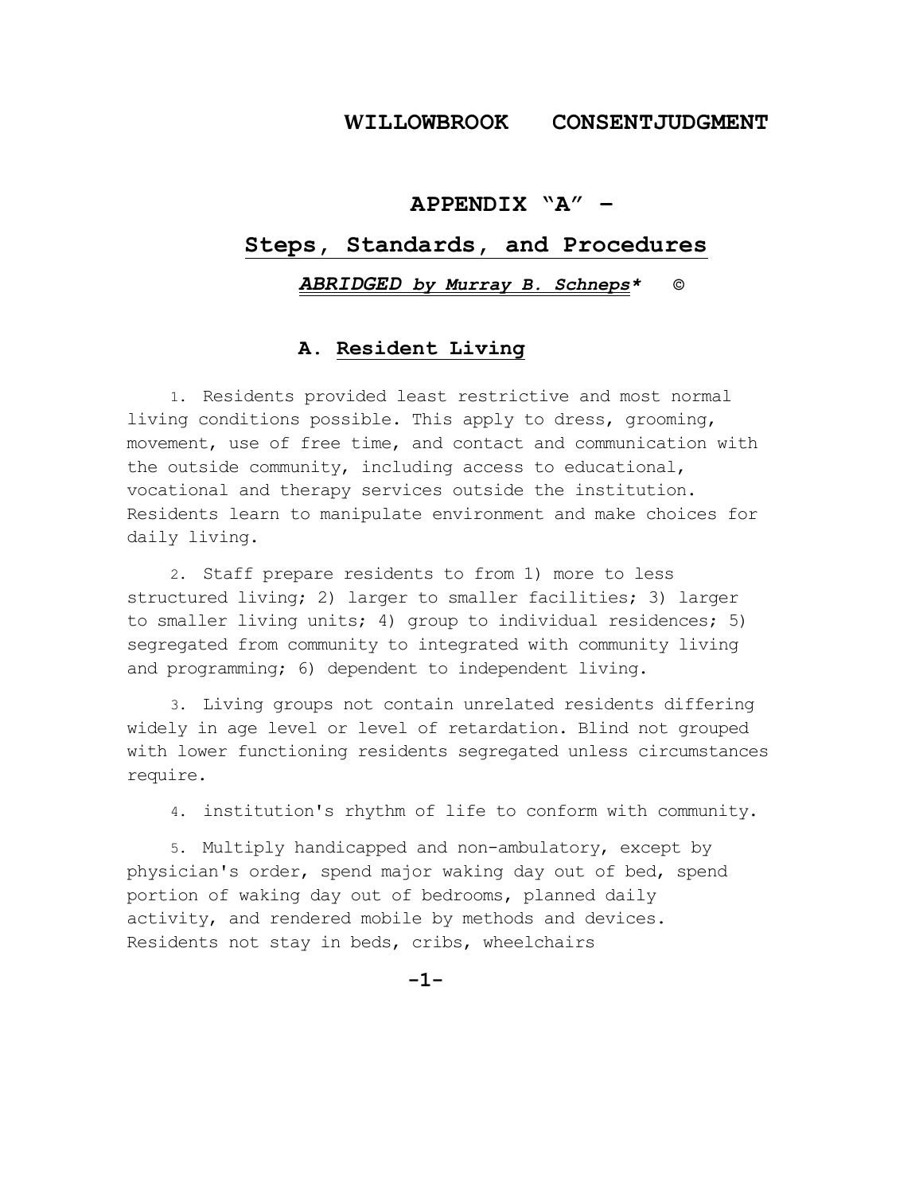# WILLOWBROOK CONSENTJUDGMENT

## APPENDIX "A" –

## Steps, Standards, and Procedures

***ABRIDGED by Murray B. Schneps**** ©

### A. Resident Living

1. Residents provided least restrictive and most normal living conditions possible. This apply to dress, grooming, movement, use of free time, and contact and communication with the outside community, including access to educational, vocational and therapy services outside the institution. Residents learn to manipulate environment and make choices for daily living.

2. Staff prepare residents to from 1) more to less structured living; 2) larger to smaller facilities; 3) larger to smaller living units; 4) group to individual residences; 5) segregated from community to integrated with community living and programming; 6) dependent to independent living.

3. Living groups not contain unrelated residents differing widely in age level or level of retardation. Blind not grouped with lower functioning residents segregated unless circumstances require.

4. institution's rhythm of life to conform with community.

5. Multiply handicapped and non-ambulatory, except by physician's order, spend major waking day out of bed, spend portion of waking day out of bedrooms, planned daily activity, and rendered mobile by methods and devices. Residents not stay in beds, cribs, wheelchairs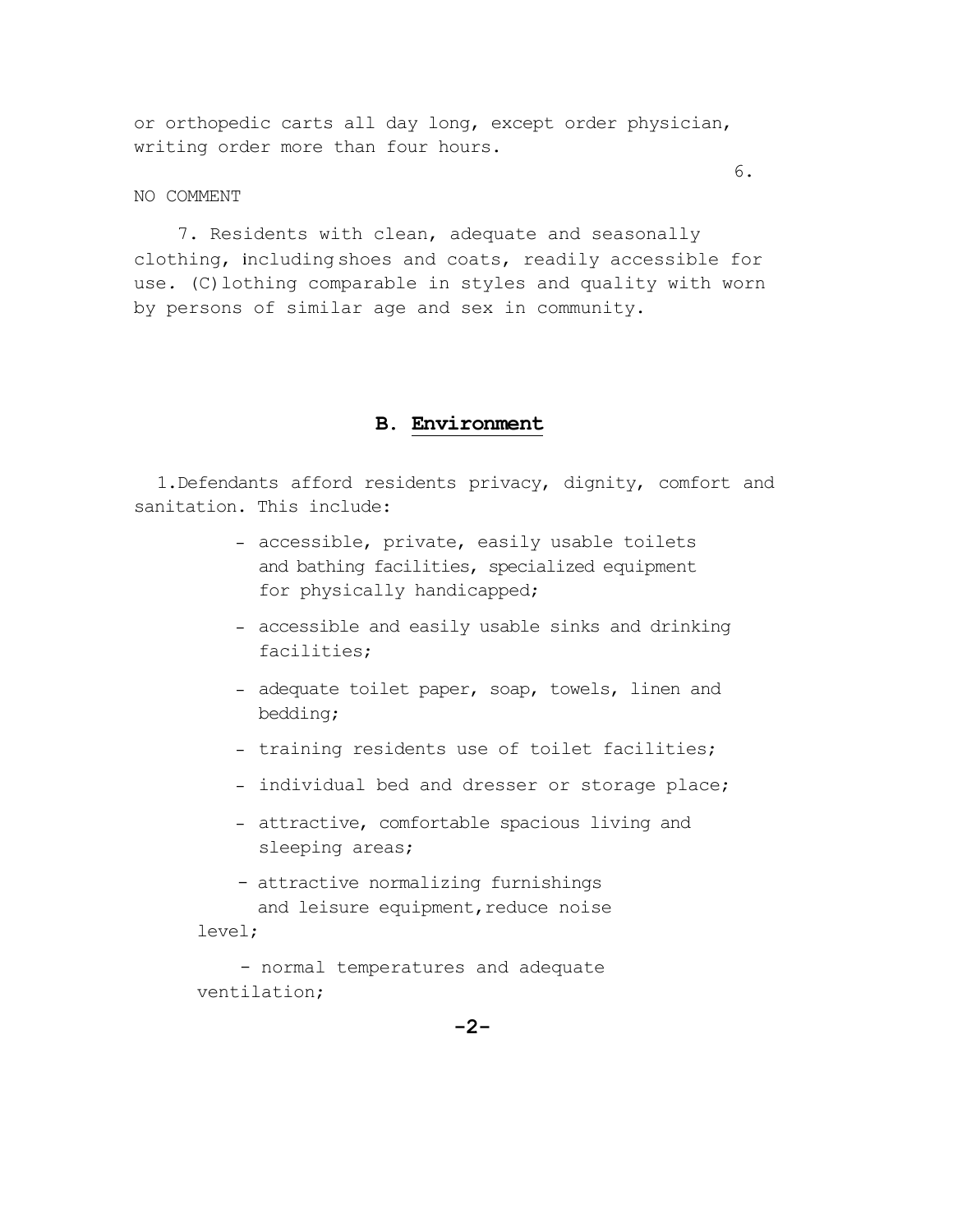or orthopedic carts all day long, except order physician, writing order more than four hours.

6.

NO COMMENT

7. Residents with clean, adequate and seasonally clothing, including shoes and coats, readily accessible for use. (C)lothing comparable in styles and quality with worn by persons of similar age and sex in community.

## B. Environment

1.Defendants afford residents privacy, dignity, comfort and sanitation. This include:

- accessible, private, easily usable toilets and bathing facilities, specialized equipment for physically handicapped;
- accessible and easily usable sinks and drinking facilities;
- adequate toilet paper, soap, towels, linen and bedding;
- training residents use of toilet facilities;
- individual bed and dresser or storage place;
- attractive, comfortable spacious living and sleeping areas;
- attractive normalizing furnishings and leisure equipment, reduce noise level;
- normal temperatures and adequate ventilation;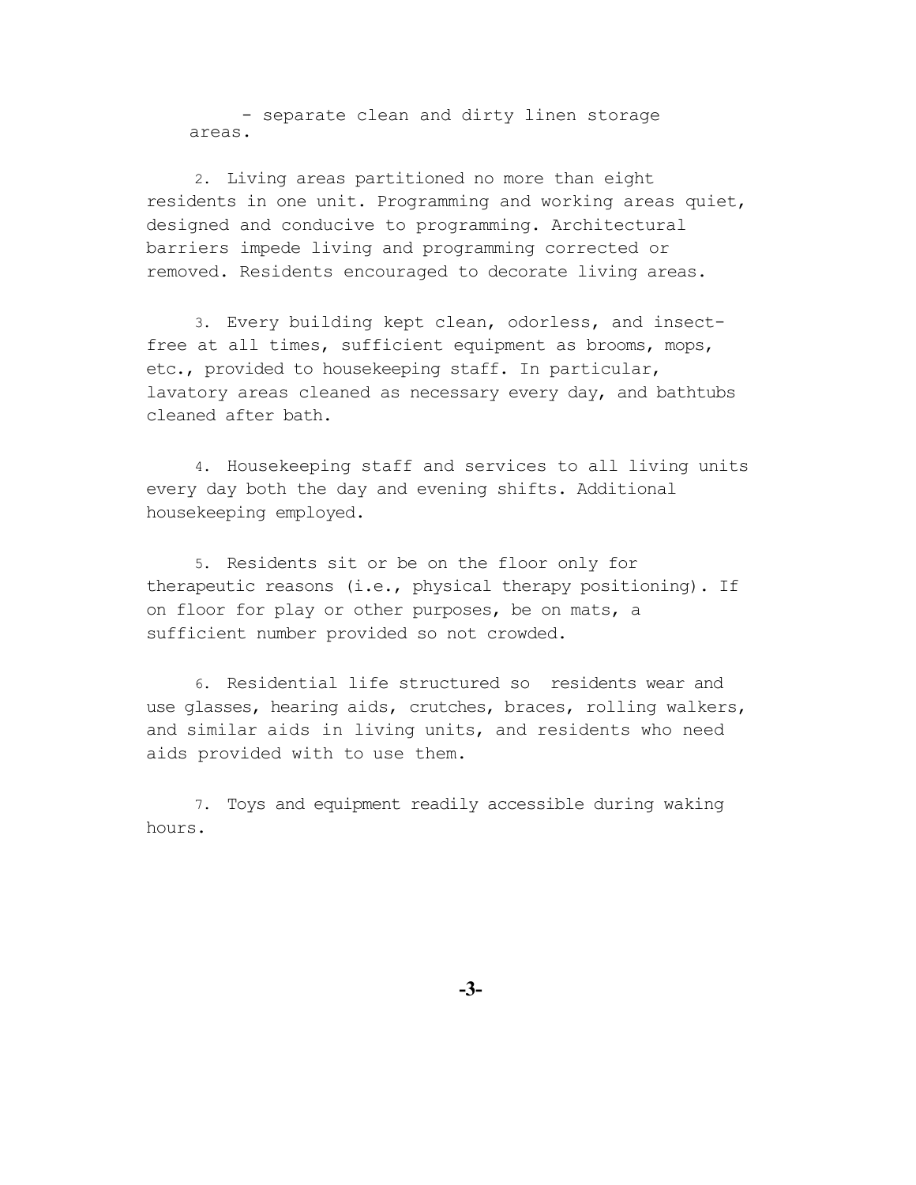- separate clean and dirty linen storage areas.

2. Living areas partitioned no more than eight residents in one unit. Programming and working areas quiet, designed and conducive to programming. Architectural barriers impede living and programming corrected or removed. Residents encouraged to decorate living areas.

3. Every building kept clean, odorless, and insect-free at all times, sufficient equipment as brooms, mops, etc., provided to housekeeping staff. In particular, lavatory areas cleaned as necessary every day, and bathtubs cleaned after bath.

4. Housekeeping staff and services to all living units every day both the day and evening shifts. Additional housekeeping employed.

5. Residents sit or be on the floor only for therapeutic reasons (i.e., physical therapy positioning). If on floor for play or other purposes, be on mats, a sufficient number provided so not crowded.

6. Residential life structured so residents wear and use glasses, hearing aids, crutches, braces, rolling walkers, and similar aids in living units, and residents who need aids provided with to use them.

7. Toys and equipment readily accessible during waking hours.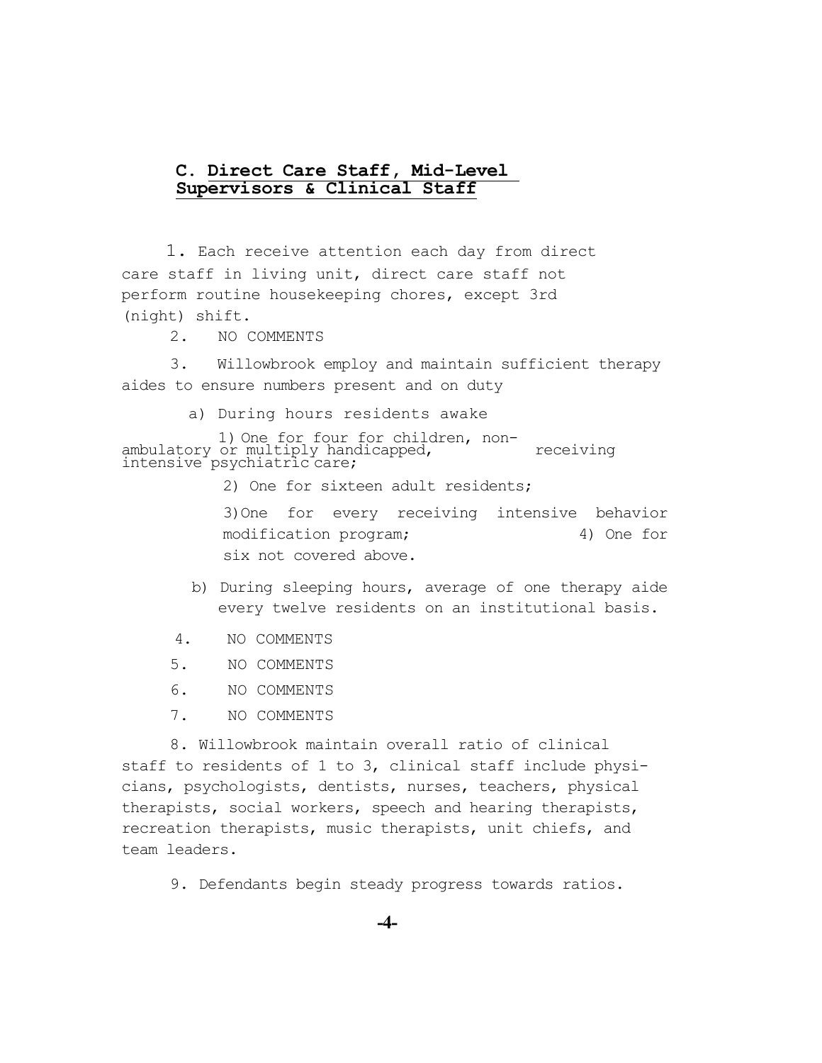### C. Direct Care Staff, Mid-Level Supervisors & Clinical Staff

1. Each receive attention each day from direct care staff in living unit, direct care staff not perform routine housekeeping chores, except 3rd (night) shift.

2. NO COMMENTS

3. Willowbrook employ and maintain sufficient therapy aides to ensure numbers present and on duty

   a) During hours residents awake

      1) One for four for children, non-ambulatory or multiply handicapped, receiving intensive psychiatric care;

      2) One for sixteen adult residents;

      3) One for every receiving intensive behavior modification program;

      4) One for six not covered above.

   b) During sleeping hours, average of one therapy aide every twelve residents on an institutional basis.

4. NO COMMENTS

5. NO COMMENTS

6. NO COMMENTS

7. NO COMMENTS

8. Willowbrook maintain overall ratio of clinical staff to residents of 1 to 3, clinical staff include physicians, psychologists, dentists, nurses, teachers, physical therapists, social workers, speech and hearing therapists, recreation therapists, music therapists, unit chiefs, and team leaders.

9. Defendants begin steady progress towards ratios.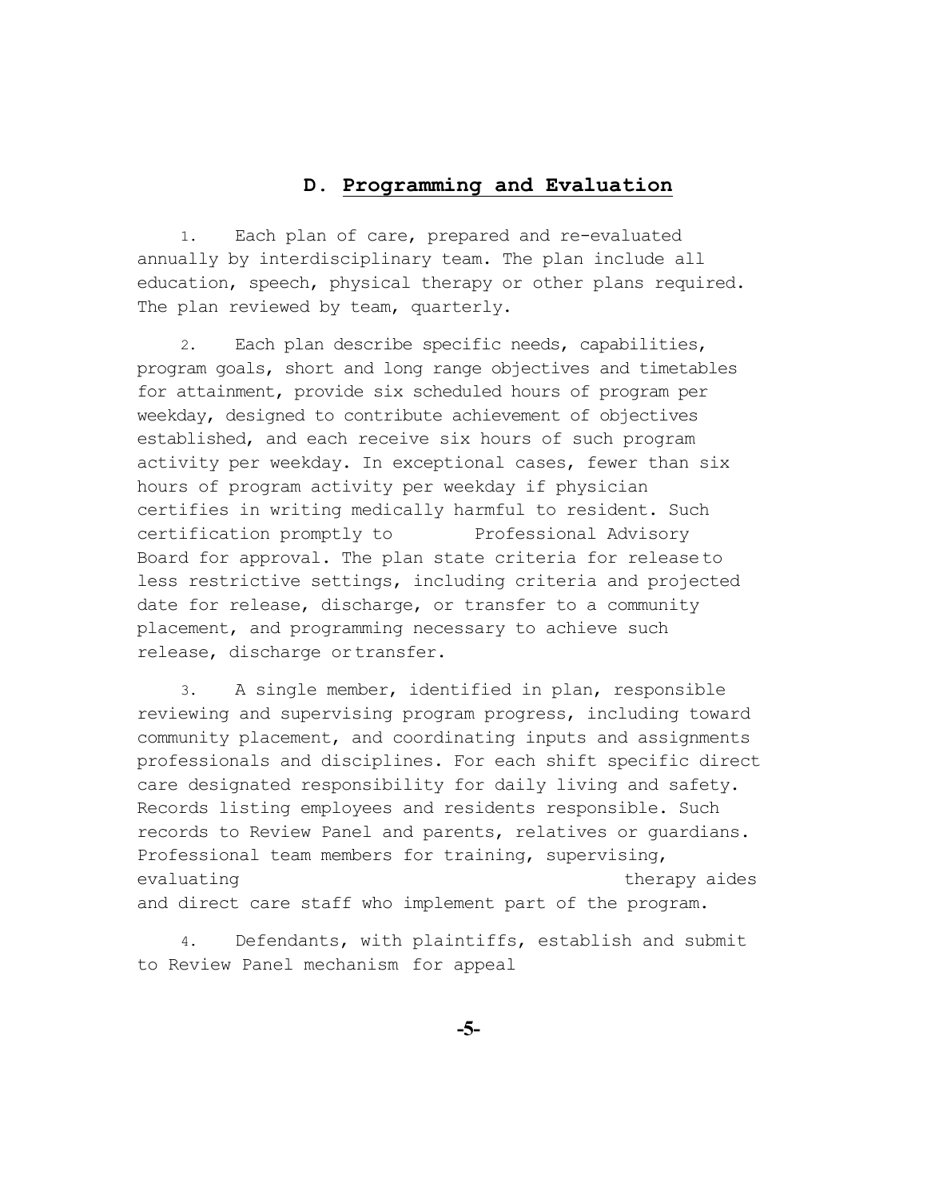## D. Programming and Evaluation

1. Each plan of care, prepared and re-evaluated annually by interdisciplinary team. The plan include all education, speech, physical therapy or other plans required. The plan reviewed by team, quarterly.

2. Each plan describe specific needs, capabilities, program goals, short and long range objectives and timetables for attainment, provide six scheduled hours of program per weekday, designed to contribute achievement of objectives established, and each receive six hours of such program activity per weekday. In exceptional cases, fewer than six hours of program activity per weekday if physician certifies in writing medically harmful to resident. Such certification promptly to Professional Advisory Board for approval. The plan state criteria for release to less restrictive settings, including criteria and projected date for release, discharge, or transfer to a community placement, and programming necessary to achieve such release, discharge or transfer.

3. A single member, identified in plan, responsible reviewing and supervising program progress, including toward community placement, and coordinating inputs and assignments professionals and disciplines. For each shift specific direct care designated responsibility for daily living and safety. Records listing employees and residents responsible. Such records to Review Panel and parents, relatives or guardians. Professional team members for training, supervising, evaluating therapy aides and direct care staff who implement part of the program.

4. Defendants, with plaintiffs, establish and submit to Review Panel mechanism for appeal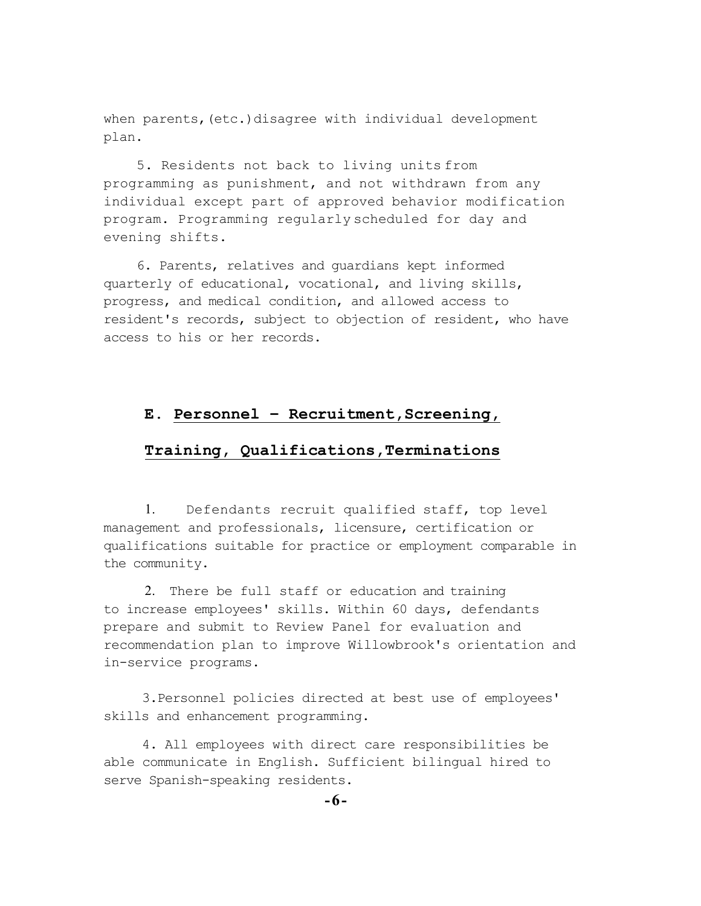when parents,(etc.)disagree with individual development plan.

5. Residents not back to living units from programming as punishment, and not withdrawn from any individual except part of approved behavior modification program. Programming regularly scheduled for day and evening shifts.

6. Parents, relatives and guardians kept informed quarterly of educational, vocational, and living skills, progress, and medical condition, and allowed access to resident's records, subject to objection of resident, who have access to his or her records.

## E. Personnel – Recruitment,Screening, Training, Qualifications,Terminations

1. Defendants recruit qualified staff, top level management and professionals, licensure, certification or qualifications suitable for practice or employment comparable in the community.

2. There be full staff or education and training to increase employees' skills. Within 60 days, defendants prepare and submit to Review Panel for evaluation and recommendation plan to improve Willowbrook's orientation and in-service programs.

3. Personnel policies directed at best use of employees' skills and enhancement programming.

4. All employees with direct care responsibilities be able communicate in English. Sufficient bilingual hired to serve Spanish-speaking residents.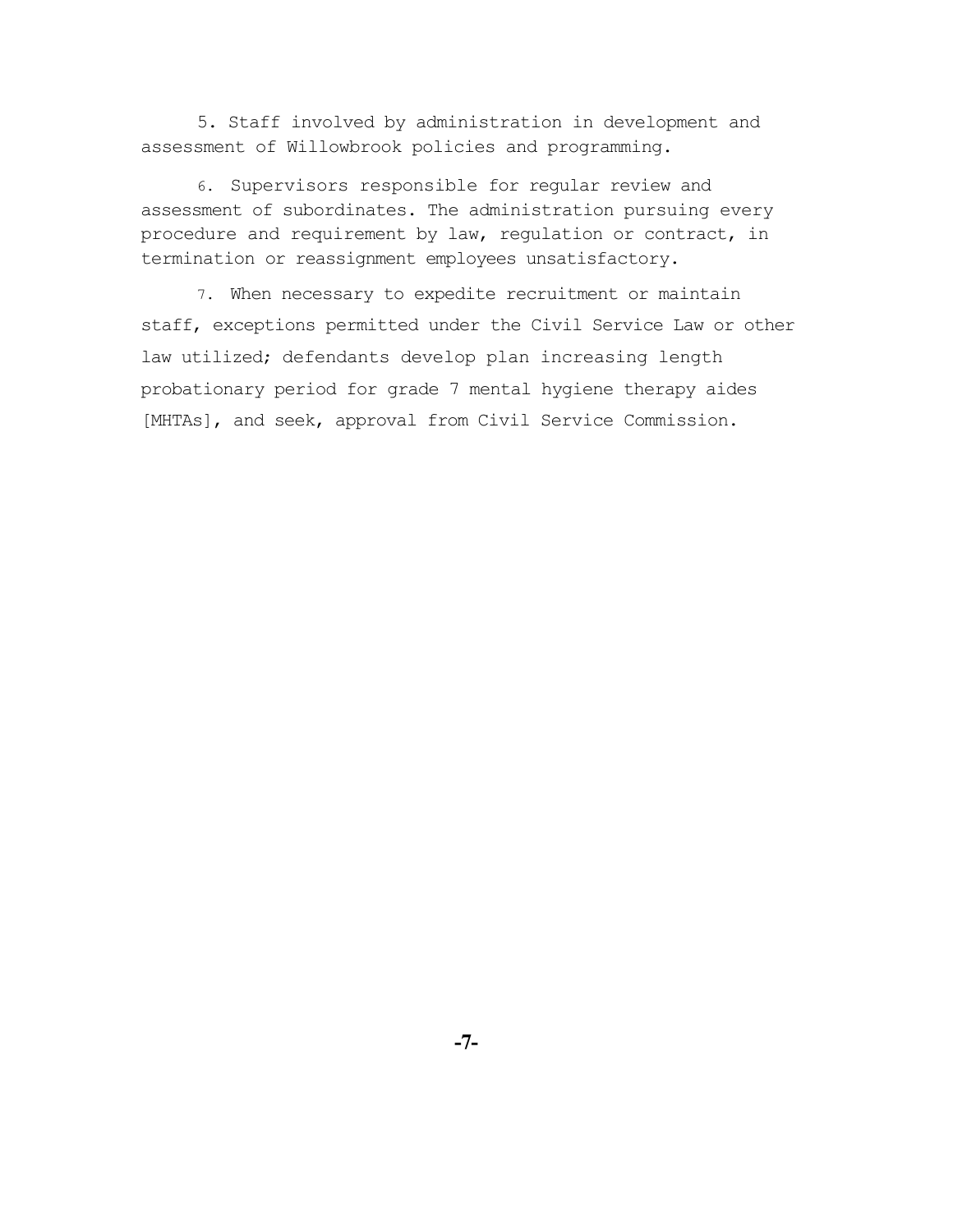5. Staff involved by administration in development and assessment of Willowbrook policies and programming.

6. Supervisors responsible for regular review and assessment of subordinates. The administration pursuing every procedure and requirement by law, regulation or contract, in termination or reassignment employees unsatisfactory.

7. When necessary to expedite recruitment or maintain staff, exceptions permitted under the Civil Service Law or other law utilized; defendants develop plan increasing length probationary period for grade 7 mental hygiene therapy aides [MHTAs], and seek, approval from Civil Service Commission.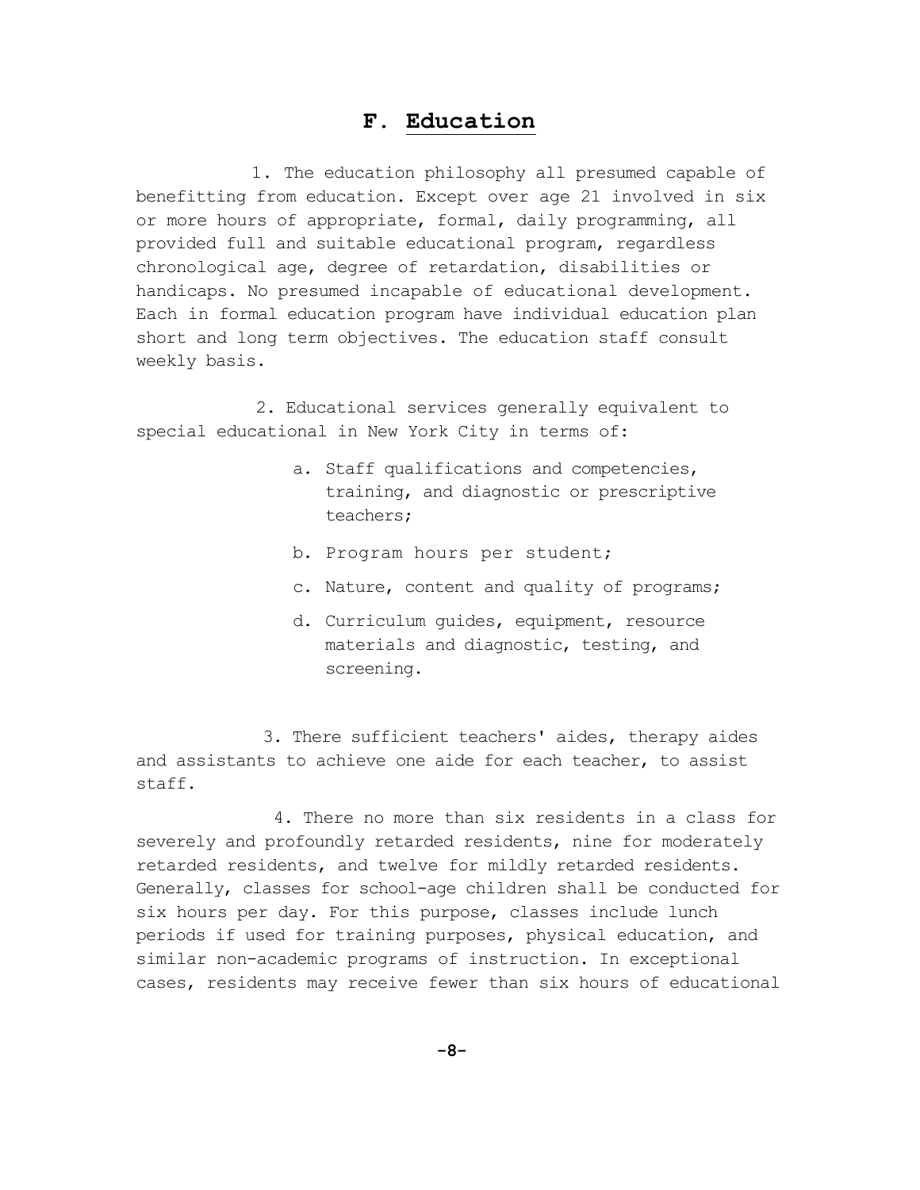## F. Education

1. The education philosophy all presumed capable of benefitting from education. Except over age 21 involved in six or more hours of appropriate, formal, daily programming, all provided full and suitable educational program, regardless chronological age, degree of retardation, disabilities or handicaps. No presumed incapable of educational development. Each in formal education program have individual education plan short and long term objectives. The education staff consult weekly basis.

2. Educational services generally equivalent to special educational in New York City in terms of:

   a. Staff qualifications and competencies, training, and diagnostic or prescriptive teachers;

   b. Program hours per student;

   c. Nature, content and quality of programs;

   d. Curriculum guides, equipment, resource materials and diagnostic, testing, and screening.

3. There sufficient teachers' aides, therapy aides and assistants to achieve one aide for each teacher, to assist staff.

4. There no more than six residents in a class for severely and profoundly retarded residents, nine for moderately retarded residents, and twelve for mildly retarded residents. Generally, classes for school-age children shall be conducted for six hours per day. For this purpose, classes include lunch periods if used for training purposes, physical education, and similar non-academic programs of instruction. In exceptional cases, residents may receive fewer than six hours of educational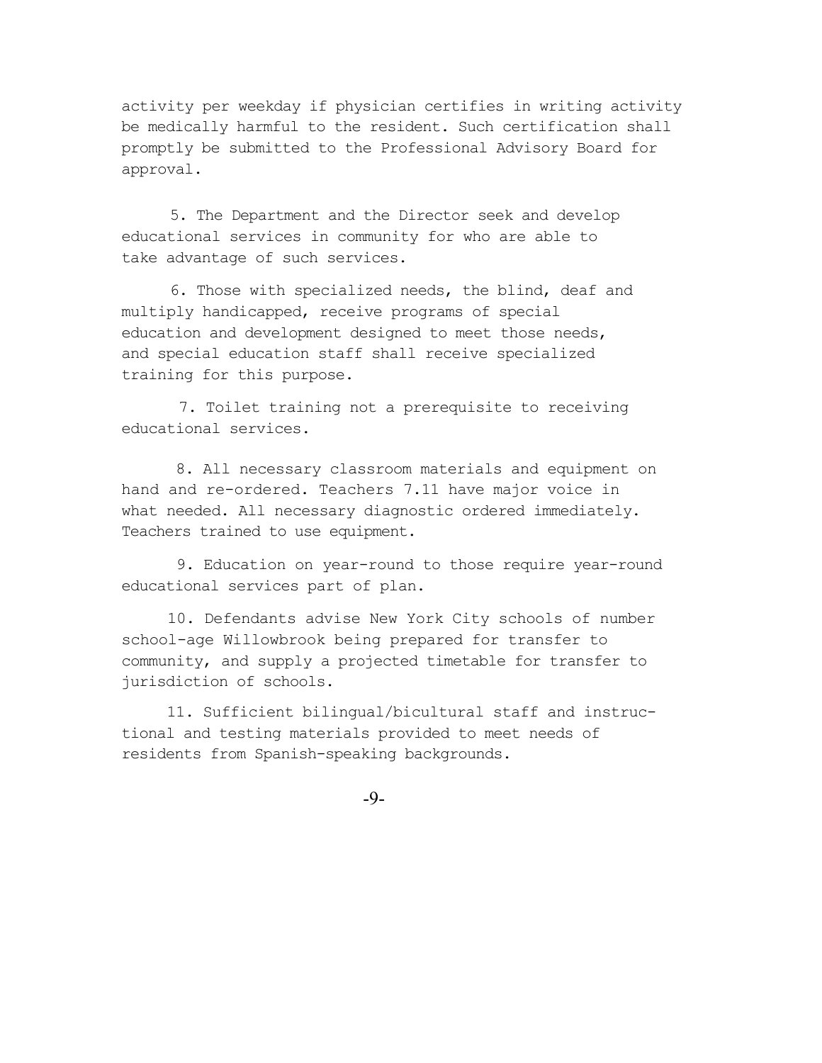activity per weekday if physician certifies in writing activity be medically harmful to the resident. Such certification shall promptly be submitted to the Professional Advisory Board for approval.

5. The Department and the Director seek and develop educational services in community for who are able to take advantage of such services.

6. Those with specialized needs, the blind, deaf and multiply handicapped, receive programs of special education and development designed to meet those needs, and special education staff shall receive specialized training for this purpose.

7. Toilet training not a prerequisite to receiving educational services.

8. All necessary classroom materials and equipment on hand and re-ordered. Teachers 7.11 have major voice in what needed. All necessary diagnostic ordered immediately. Teachers trained to use equipment.

9. Education on year-round to those require year-round educational services part of plan.

10. Defendants advise New York City schools of number school-age Willowbrook being prepared for transfer to community, and supply a projected timetable for transfer to jurisdiction of schools.

11. Sufficient bilingual/bicultural staff and instructional and testing materials provided to meet needs of residents from Spanish-speaking backgrounds.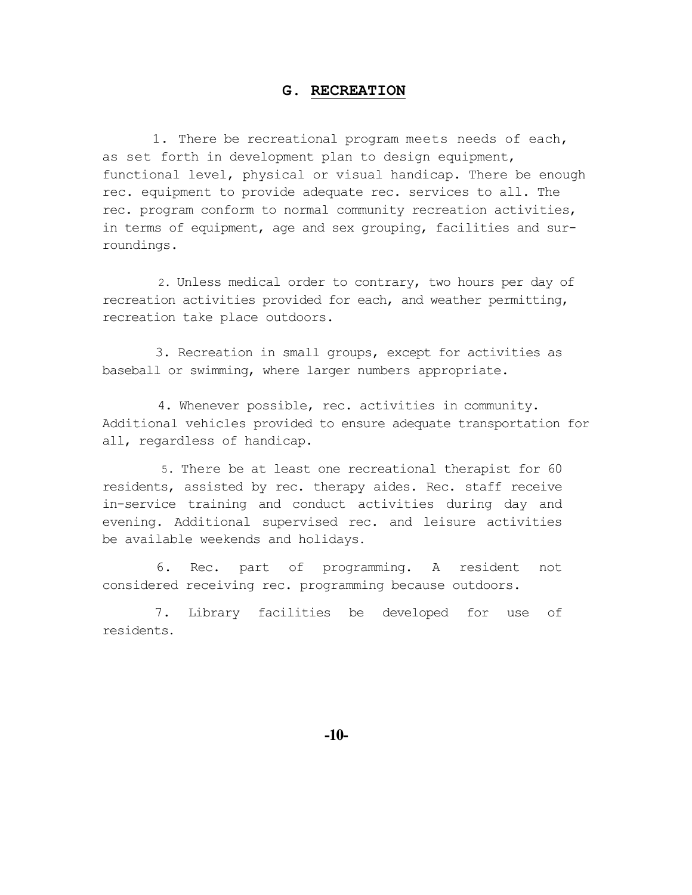## G. RECREATION

1. There be recreational program meets needs of each, as set forth in development plan to design equipment, functional level, physical or visual handicap. There be enough rec. equipment to provide adequate rec. services to all. The rec. program conform to normal community recreation activities, in terms of equipment, age and sex grouping, facilities and surroundings.

2. Unless medical order to contrary, two hours per day of recreation activities provided for each, and weather permitting, recreation take place outdoors.

3. Recreation in small groups, except for activities as baseball or swimming, where larger numbers appropriate.

4. Whenever possible, rec. activities in community. Additional vehicles provided to ensure adequate transportation for all, regardless of handicap.

5. There be at least one recreational therapist for 60 residents, assisted by rec. therapy aides. Rec. staff receive in-service training and conduct activities during day and evening. Additional supervised rec. and leisure activities be available weekends and holidays.

6. Rec. part of programming. A resident not considered receiving rec. programming because outdoors.

7. Library facilities be developed for use of residents.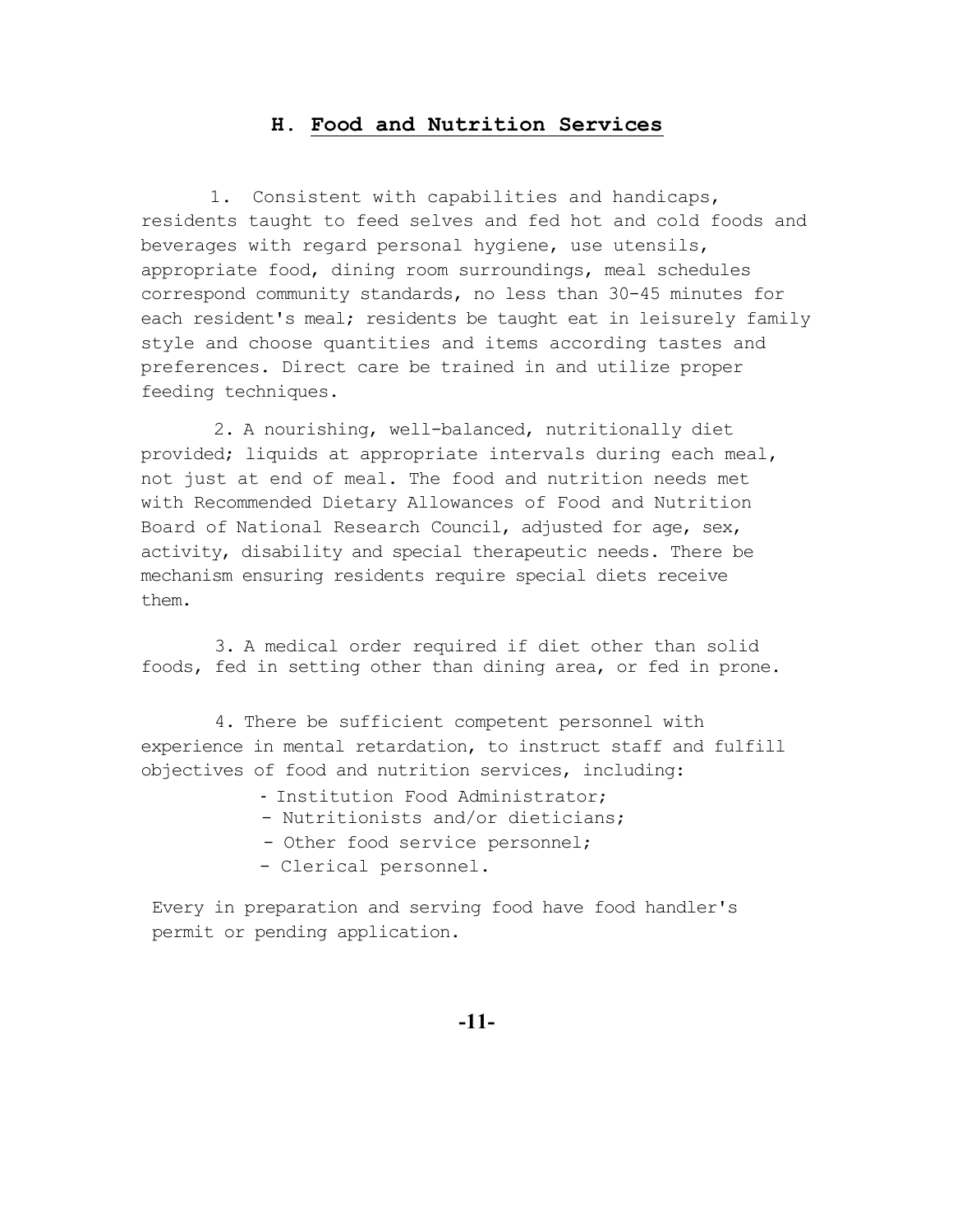## H. Food and Nutrition Services

1. Consistent with capabilities and handicaps, residents taught to feed selves and fed hot and cold foods and beverages with regard personal hygiene, use utensils, appropriate food, dining room surroundings, meal schedules correspond community standards, no less than 30-45 minutes for each resident's meal; residents be taught eat in leisurely family style and choose quantities and items according tastes and preferences. Direct care be trained in and utilize proper feeding techniques.

2. A nourishing, well-balanced, nutritionally diet provided; liquids at appropriate intervals during each meal, not just at end of meal. The food and nutrition needs met with Recommended Dietary Allowances of Food and Nutrition Board of National Research Council, adjusted for age, sex, activity, disability and special therapeutic needs. There be mechanism ensuring residents require special diets receive them.

3. A medical order required if diet other than solid foods, fed in setting other than dining area, or fed in prone.

4. There be sufficient competent personnel with experience in mental retardation, to instruct staff and fulfill objectives of food and nutrition services, including:

- Institution Food Administrator;
- Nutritionists and/or dieticians;
- Other food service personnel;
- Clerical personnel.

Every in preparation and serving food have food handler's permit or pending application.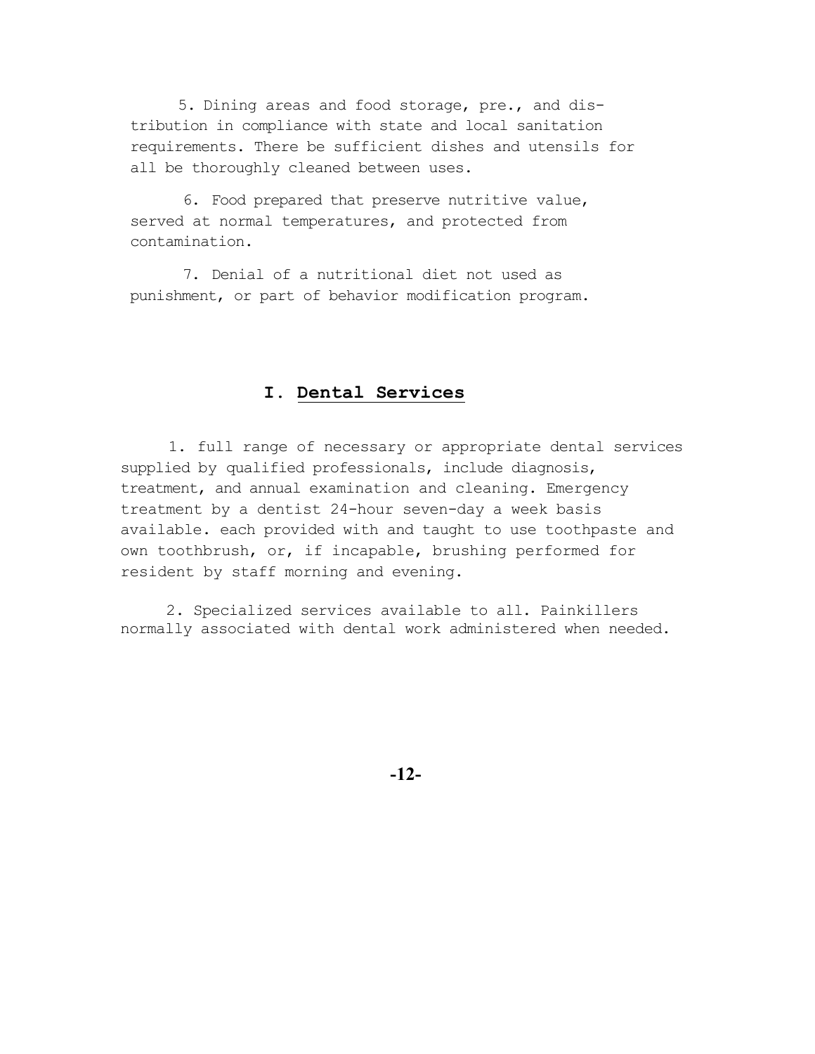5. Dining areas and food storage, pre., and distribution in compliance with state and local sanitation requirements. There be sufficient dishes and utensils for all be thoroughly cleaned between uses.

6. Food prepared that preserve nutritive value, served at normal temperatures, and protected from contamination.

7. Denial of a nutritional diet not used as punishment, or part of behavior modification program.

## I. Dental Services

1. full range of necessary or appropriate dental services supplied by qualified professionals, include diagnosis, treatment, and annual examination and cleaning. Emergency treatment by a dentist 24-hour seven-day a week basis available. each provided with and taught to use toothpaste and own toothbrush, or, if incapable, brushing performed for resident by staff morning and evening.

2. Specialized services available to all. Painkillers normally associated with dental work administered when needed.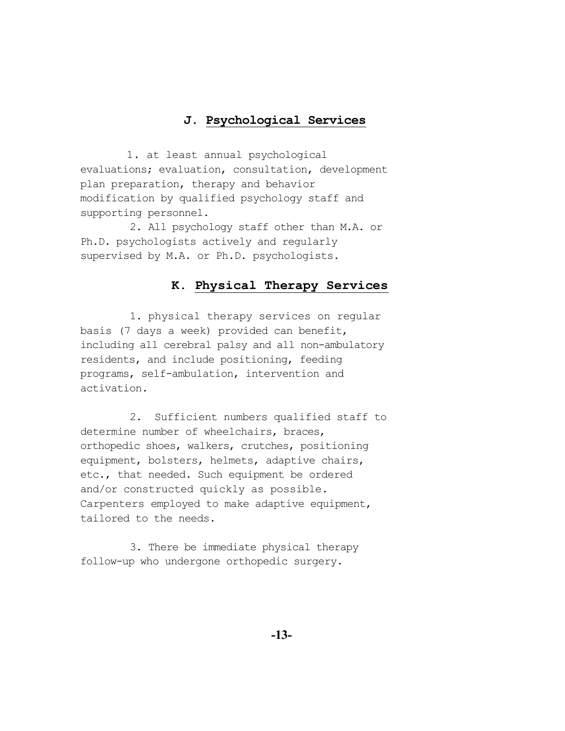## J. Psychological Services

1. at least annual psychological evaluations; evaluation, consultation, development plan preparation, therapy and behavior modification by qualified psychology staff and supporting personnel.

2. All psychology staff other than M.A. or Ph.D. psychologists actively and regularly supervised by M.A. or Ph.D. psychologists.

## K. Physical Therapy Services

1. physical therapy services on regular basis (7 days a week) provided can benefit, including all cerebral palsy and all non-ambulatory residents, and include positioning, feeding programs, self-ambulation, intervention and activation.

2. Sufficient numbers qualified staff to determine number of wheelchairs, braces, orthopedic shoes, walkers, crutches, positioning equipment, bolsters, helmets, adaptive chairs, etc., that needed. Such equipment be ordered and/or constructed quickly as possible. Carpenters employed to make adaptive equipment, tailored to the needs.

3. There be immediate physical therapy follow-up who undergone orthopedic surgery.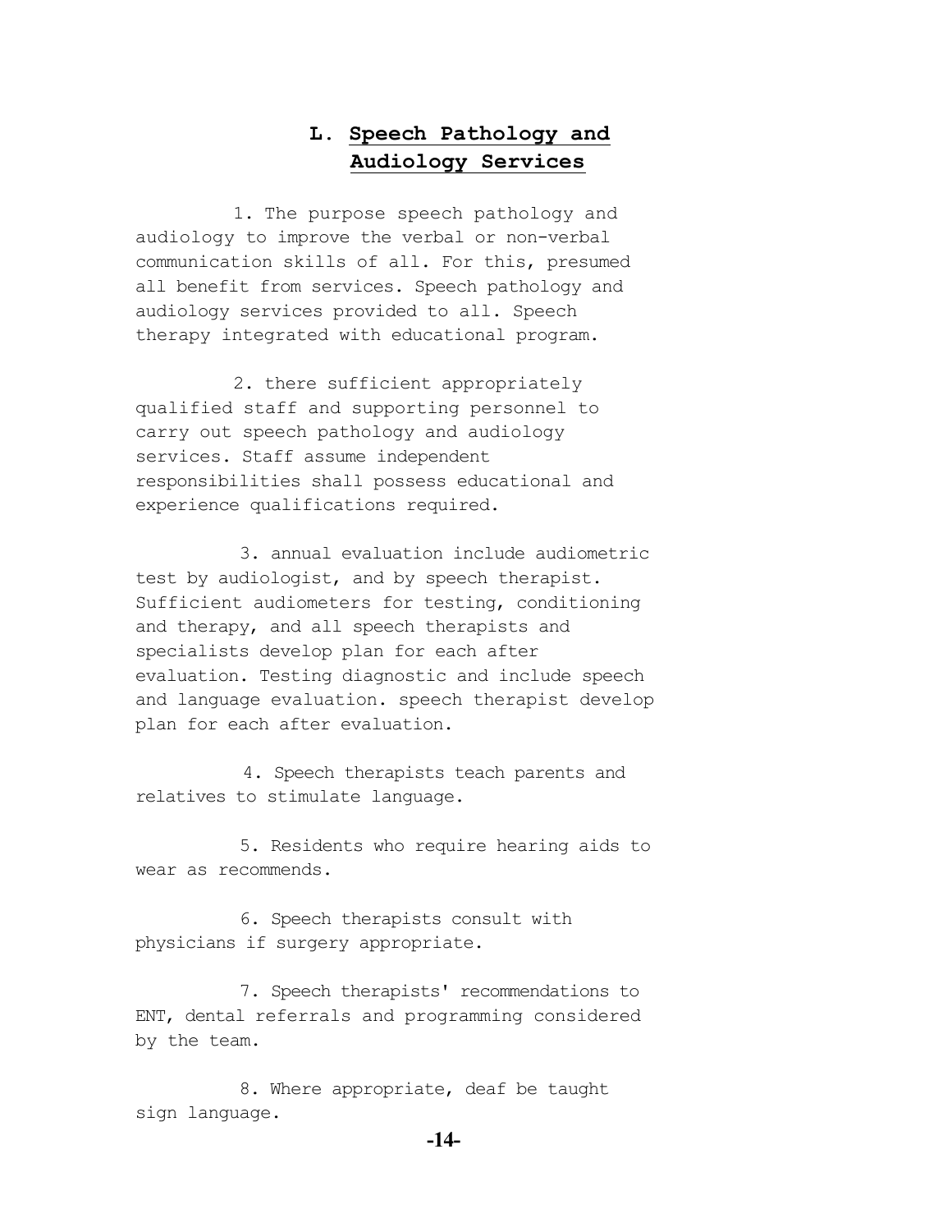## L. <u>Speech Pathology and Audiology Services</u>

1. The purpose speech pathology and audiology to improve the verbal or non-verbal communication skills of all. For this, presumed all benefit from services. Speech pathology and audiology services provided to all. Speech therapy integrated with educational program.

2. there sufficient appropriately qualified staff and supporting personnel to carry out speech pathology and audiology services. Staff assume independent responsibilities shall possess educational and experience qualifications required.

3. annual evaluation include audiometric test by audiologist, and by speech therapist. Sufficient audiometers for testing, conditioning and therapy, and all speech therapists and specialists develop plan for each after evaluation. Testing diagnostic and include speech and language evaluation. speech therapist develop plan for each after evaluation.

4. Speech therapists teach parents and relatives to stimulate language.

5. Residents who require hearing aids to wear as recommends.

6. Speech therapists consult with physicians if surgery appropriate.

7. Speech therapists' recommendations to ENT, dental referrals and programming considered by the team.

8. Where appropriate, deaf be taught sign language.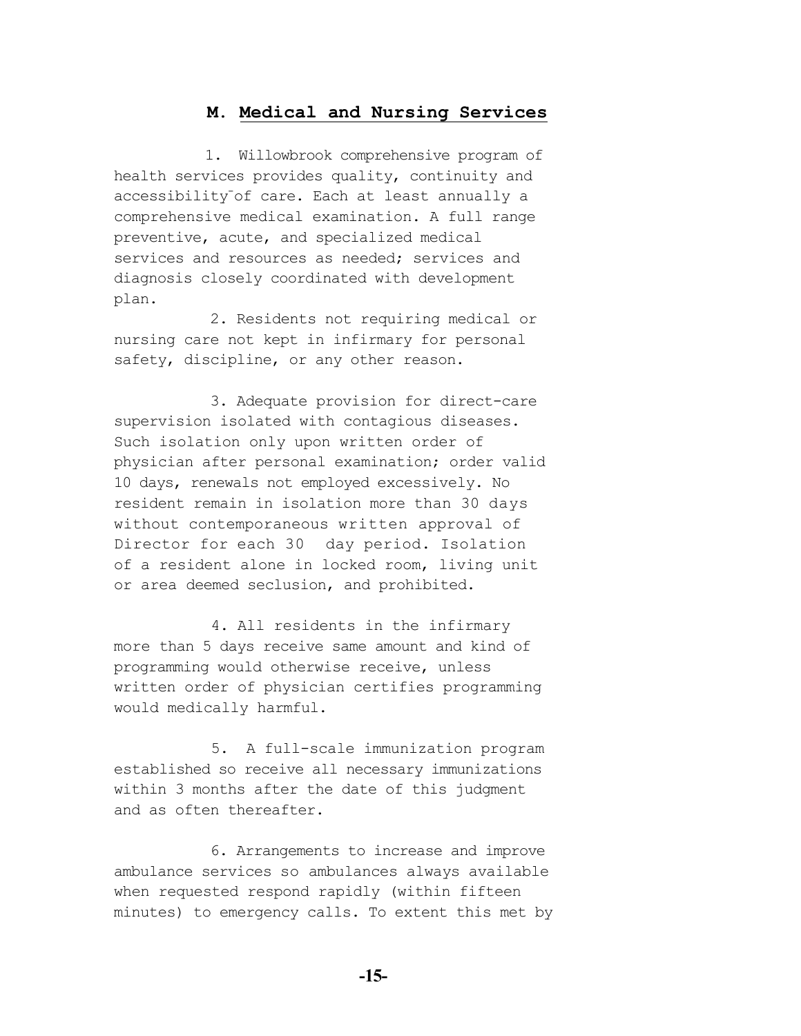## M. Medical and Nursing Services

1. Willowbrook comprehensive program of health services provides quality, continuity and accessibility¯of care. Each at least annually a comprehensive medical examination. A full range preventive, acute, and specialized medical services and resources as needed; services and diagnosis closely coordinated with development plan.

2. Residents not requiring medical or nursing care not kept in infirmary for personal safety, discipline, or any other reason.

3. Adequate provision for direct-care supervision isolated with contagious diseases. Such isolation only upon written order of physician after personal examination; order valid 10 days, renewals not employed excessively. No resident remain in isolation more than 30 days without contemporaneous written approval of Director for each 30 day period. Isolation of a resident alone in locked room, living unit or area deemed seclusion, and prohibited.

4. All residents in the infirmary more than 5 days receive same amount and kind of programming would otherwise receive, unless written order of physician certifies programming would medically harmful.

5. A full-scale immunization program established so receive all necessary immunizations within 3 months after the date of this judgment and as often thereafter.

6. Arrangements to increase and improve ambulance services so ambulances always available when requested respond rapidly (within fifteen minutes) to emergency calls. To extent this met by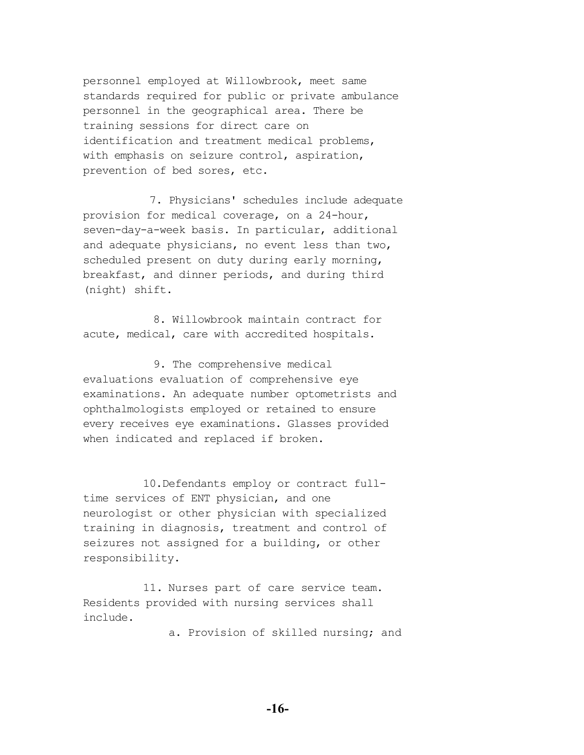personnel employed at Willowbrook, meet same standards required for public or private ambulance personnel in the geographical area. There be training sessions for direct care on identification and treatment medical problems, with emphasis on seizure control, aspiration, prevention of bed sores, etc.

7. Physicians' schedules include adequate provision for medical coverage, on a 24-hour, seven-day-a-week basis. In particular, additional and adequate physicians, no event less than two, scheduled present on duty during early morning, breakfast, and dinner periods, and during third (night) shift.

8. Willowbrook maintain contract for acute, medical, care with accredited hospitals.

9. The comprehensive medical evaluations evaluation of comprehensive eye examinations. An adequate number optometrists and ophthalmologists employed or retained to ensure every receives eye examinations. Glasses provided when indicated and replaced if broken.

10.Defendants employ or contract full-time services of ENT physician, and one neurologist or other physician with specialized training in diagnosis, treatment and control of seizures not assigned for a building, or other responsibility.

11. Nurses part of care service team. Residents provided with nursing services shall include.

a. Provision of skilled nursing; and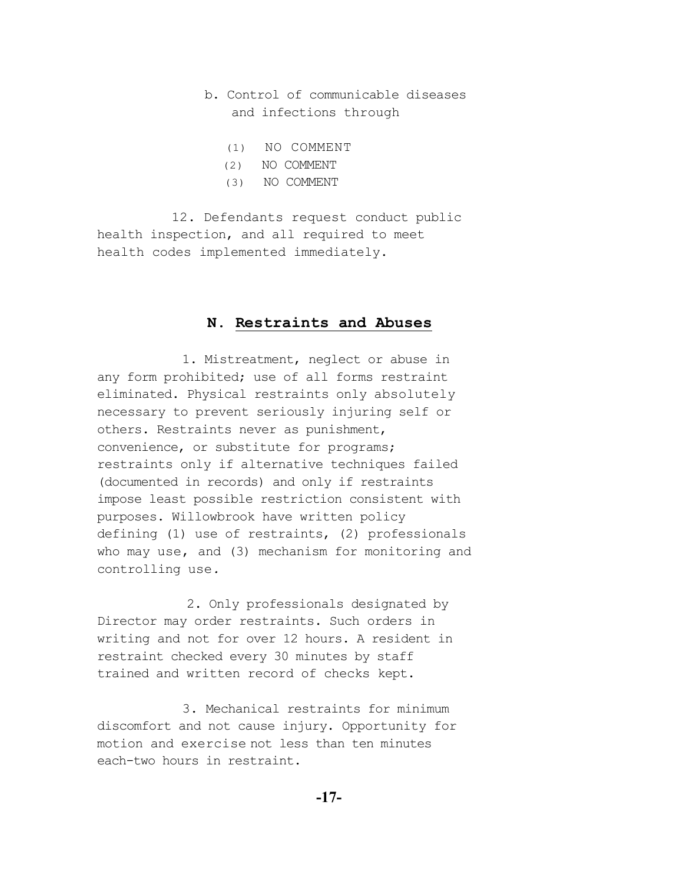b. Control of communicable diseases and infections through

(1) NO COMMENT
(2) NO COMMENT
(3) NO COMMENT

12. Defendants request conduct public health inspection, and all required to meet health codes implemented immediately.

## N. Restraints and Abuses

1. Mistreatment, neglect or abuse in any form prohibited; use of all forms restraint eliminated. Physical restraints only absolutely necessary to prevent seriously injuring self or others. Restraints never as punishment, convenience, or substitute for programs; restraints only if alternative techniques failed (documented in records) and only if restraints impose least possible restriction consistent with purposes. Willowbrook have written policy defining (1) use of restraints, (2) professionals who may use, and (3) mechanism for monitoring and controlling use.

2. Only professionals designated by Director may order restraints. Such orders in writing and not for over 12 hours. A resident in restraint checked every 30 minutes by staff trained and written record of checks kept.

3. Mechanical restraints for minimum discomfort and not cause injury. Opportunity for motion and exercise not less than ten minutes each-two hours in restraint.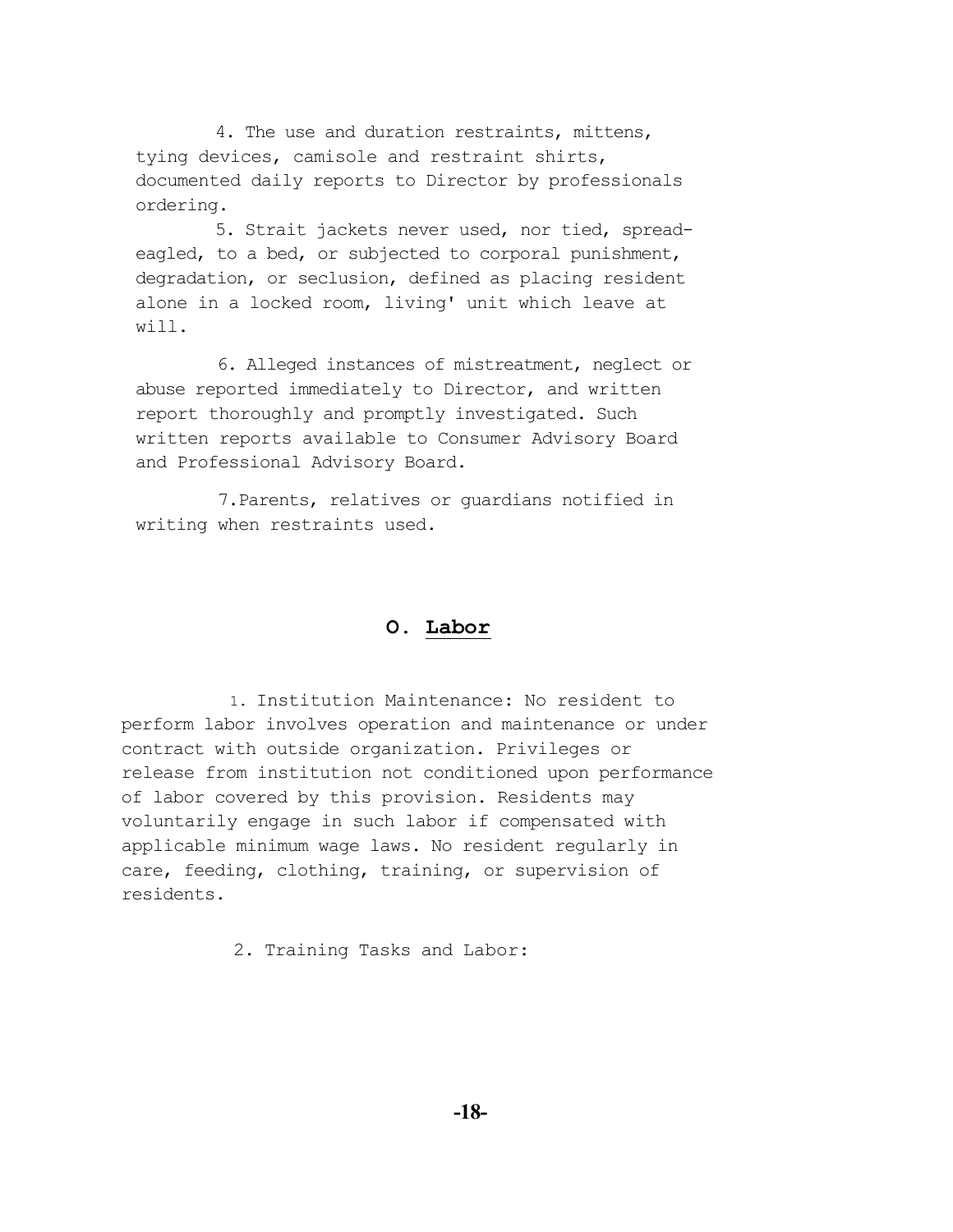4. The use and duration restraints, mittens, tying devices, camisole and restraint shirts, documented daily reports to Director by professionals ordering.

5. Strait jackets never used, nor tied, spread-eagled, to a bed, or subjected to corporal punishment, degradation, or seclusion, defined as placing resident alone in a locked room, living' unit which leave at will.

6. Alleged instances of mistreatment, neglect or abuse reported immediately to Director, and written report thoroughly and promptly investigated. Such written reports available to Consumer Advisory Board and Professional Advisory Board.

7.Parents, relatives or guardians notified in writing when restraints used.

## O. Labor

1. Institution Maintenance: No resident to perform labor involves operation and maintenance or under contract with outside organization. Privileges or release from institution not conditioned upon performance of labor covered by this provision. Residents may voluntarily engage in such labor if compensated with applicable minimum wage laws. No resident regularly in care, feeding, clothing, training, or supervision of residents.

2. Training Tasks and Labor: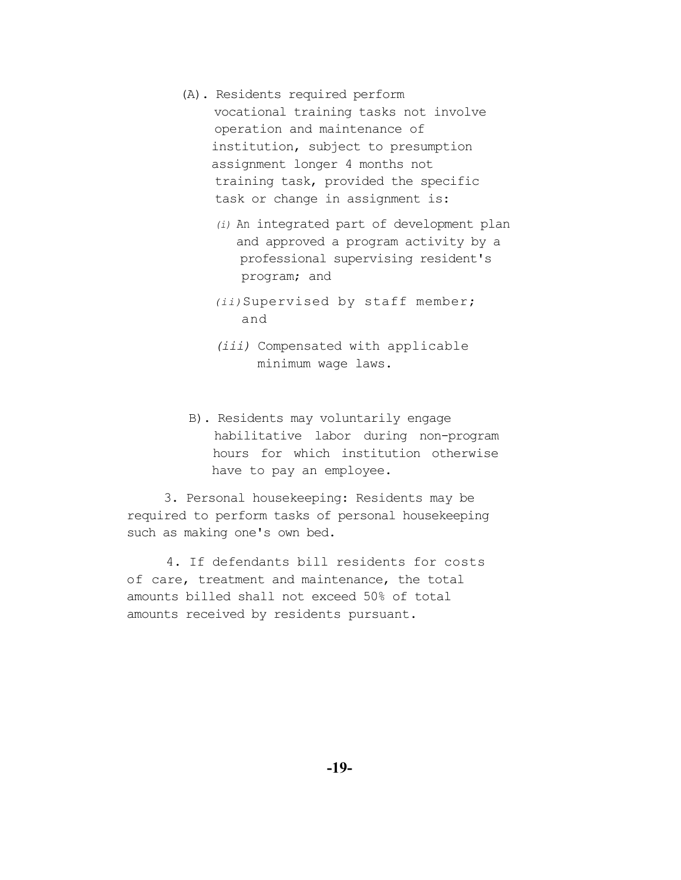(A). Residents required perform vocational training tasks not involve operation and maintenance of institution, subject to presumption assignment longer 4 months not training task, provided the specific task or change in assignment is:

*(i)* An integrated part of development plan and approved a program activity by a professional supervising resident's program; and

*(ii)* Supervised by staff member; and

*(iii)* Compensated with applicable minimum wage laws.

B). Residents may voluntarily engage habilitative labor during non-program hours for which institution otherwise have to pay an employee.

3. Personal housekeeping: Residents may be required to perform tasks of personal housekeeping such as making one's own bed.

4. If defendants bill residents for costs of care, treatment and maintenance, the total amounts billed shall not exceed 50% of total amounts received by residents pursuant.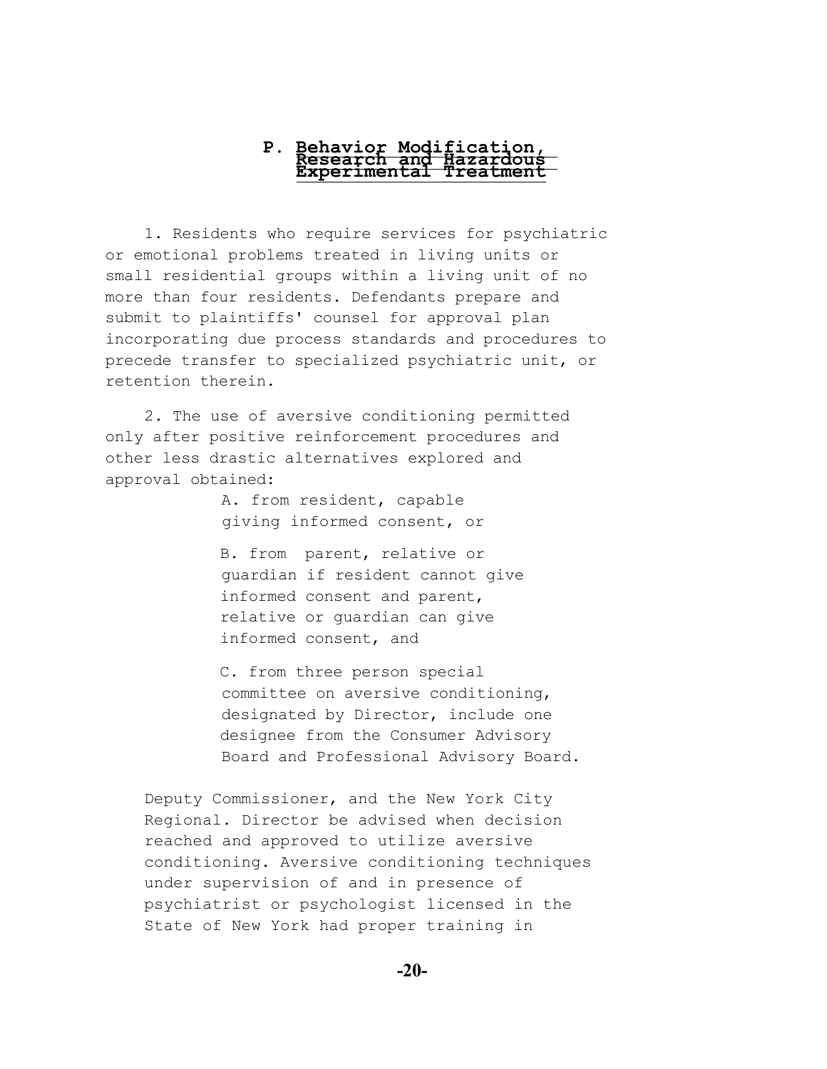## P. Behavior Modification, Research and Hazardous Experimental Treatment

1. Residents who require services for psychiatric or emotional problems treated in living units or small residential groups within a living unit of no more than four residents. Defendants prepare and submit to plaintiffs' counsel for approval plan incorporating due process standards and procedures to precede transfer to specialized psychiatric unit, or retention therein.

2. The use of aversive conditioning permitted only after positive reinforcement procedures and other less drastic alternatives explored and approval obtained:

A. from resident, capable giving informed consent, or

B. from parent, relative or guardian if resident cannot give informed consent and parent, relative or guardian can give informed consent, and

C. from three person special committee on aversive conditioning, designated by Director, include one designee from the Consumer Advisory Board and Professional Advisory Board.

Deputy Commissioner, and the New York City Regional. Director be advised when decision reached and approved to utilize aversive conditioning. Aversive conditioning techniques under supervision of and in presence of psychiatrist or psychologist licensed in the State of New York had proper training in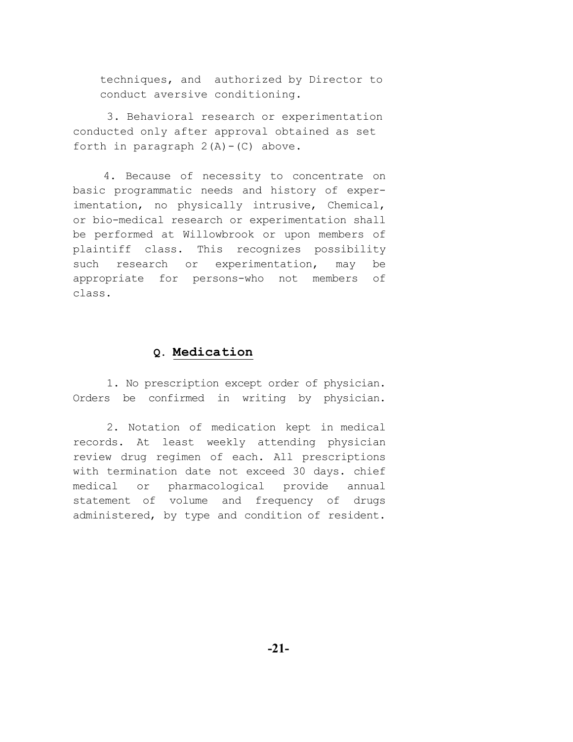techniques, and authorized by Director to conduct aversive conditioning.

3. Behavioral research or experimentation conducted only after approval obtained as set forth in paragraph 2(A)-(C) above.

4. Because of necessity to concentrate on basic programmatic needs and history of experimentation, no physically intrusive, Chemical, or bio-medical research or experimentation shall be performed at Willowbrook or upon members of plaintiff class. This recognizes possibility such research or experimentation, may be appropriate for persons-who not members of class.

## Q. **Medication**

1. No prescription except order of physician. Orders be confirmed in writing by physician.

2. Notation of medication kept in medical records. At least weekly attending physician review drug regimen of each. All prescriptions with termination date not exceed 30 days. chief medical or pharmacological provide annual statement of volume and frequency of drugs administered, by type and condition of resident.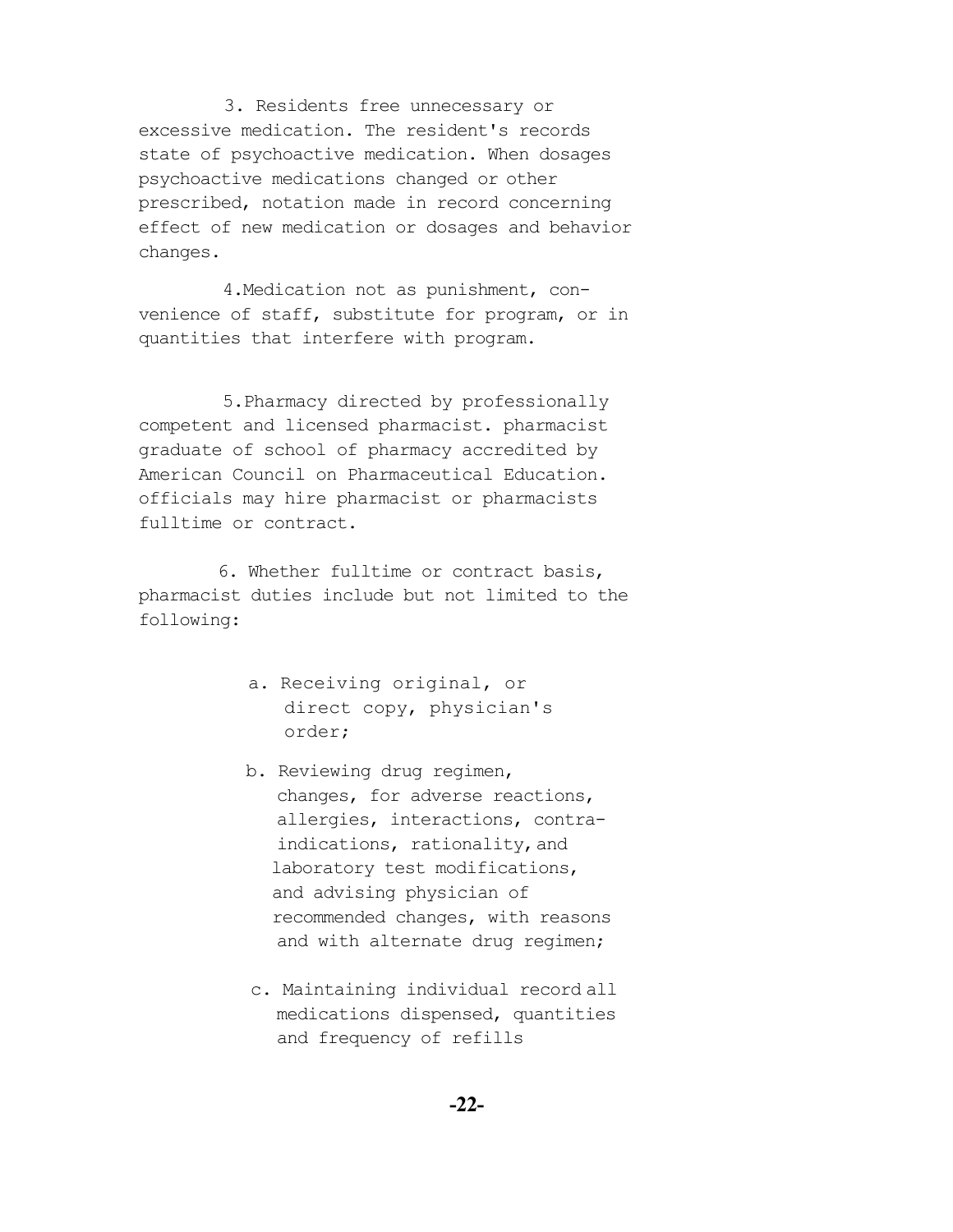3. Residents free unnecessary or excessive medication. The resident's records state of psychoactive medication. When dosages psychoactive medications changed or other prescribed, notation made in record concerning effect of new medication or dosages and behavior changes.

4.Medication not as punishment, convenience of staff, substitute for program, or in quantities that interfere with program.

5.Pharmacy directed by professionally competent and licensed pharmacist. pharmacist graduate of school of pharmacy accredited by American Council on Pharmaceutical Education. officials may hire pharmacist or pharmacists fulltime or contract.

6. Whether fulltime or contract basis, pharmacist duties include but not limited to the following:

a. Receiving original, or direct copy, physician's order;

b. Reviewing drug regimen, changes, for adverse reactions, allergies, interactions, contra-indications, rationality, and laboratory test modifications, and advising physician of recommended changes, with reasons and with alternate drug regimen;

c. Maintaining individual record all medications dispensed, quantities and frequency of refills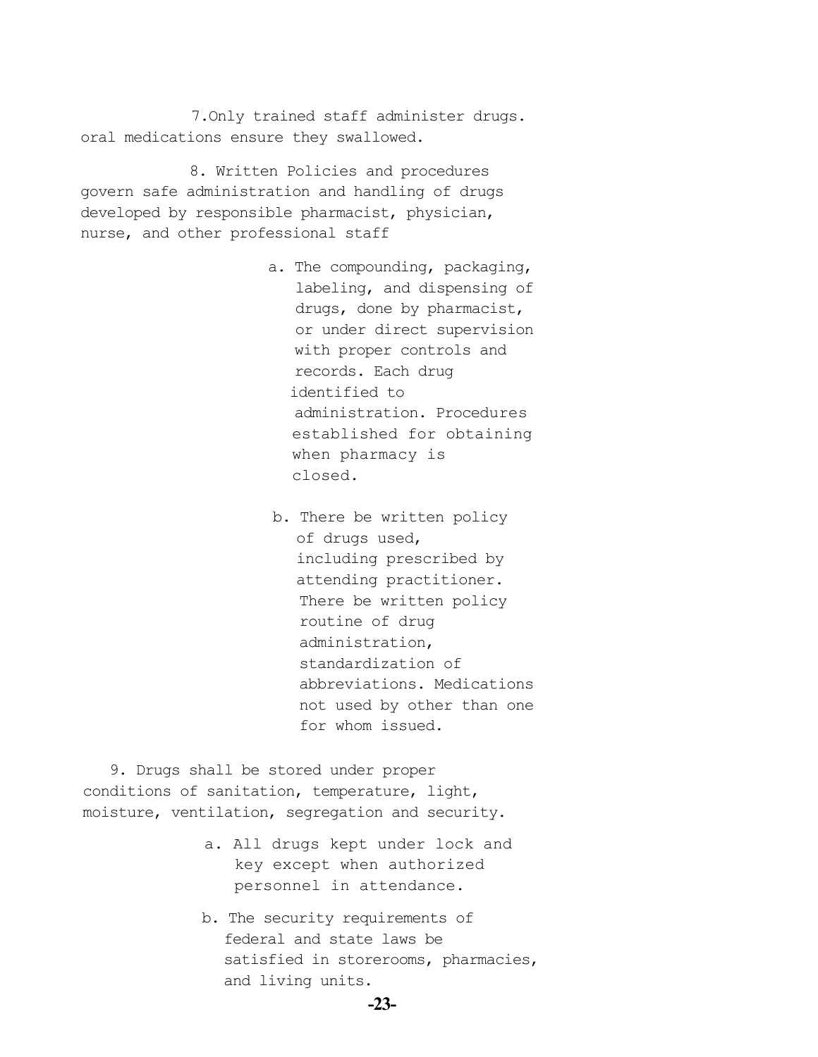7.Only trained staff administer drugs. oral medications ensure they swallowed.

8. Written Policies and procedures govern safe administration and handling of drugs developed by responsible pharmacist, physician, nurse, and other professional staff

   a. The compounding, packaging, labeling, and dispensing of drugs, done by pharmacist, or under direct supervision with proper controls and records. Each drug identified to administration. Procedures established for obtaining when pharmacy is closed.

   b. There be written policy of drugs used, including prescribed by attending practitioner. There be written policy routine of drug administration, standardization of abbreviations. Medications not used by other than one for whom issued.

9. Drugs shall be stored under proper conditions of sanitation, temperature, light, moisture, ventilation, segregation and security.

   a. All drugs kept under lock and key except when authorized personnel in attendance.

   b. The security requirements of federal and state laws be satisfied in storerooms, pharmacies, and living units.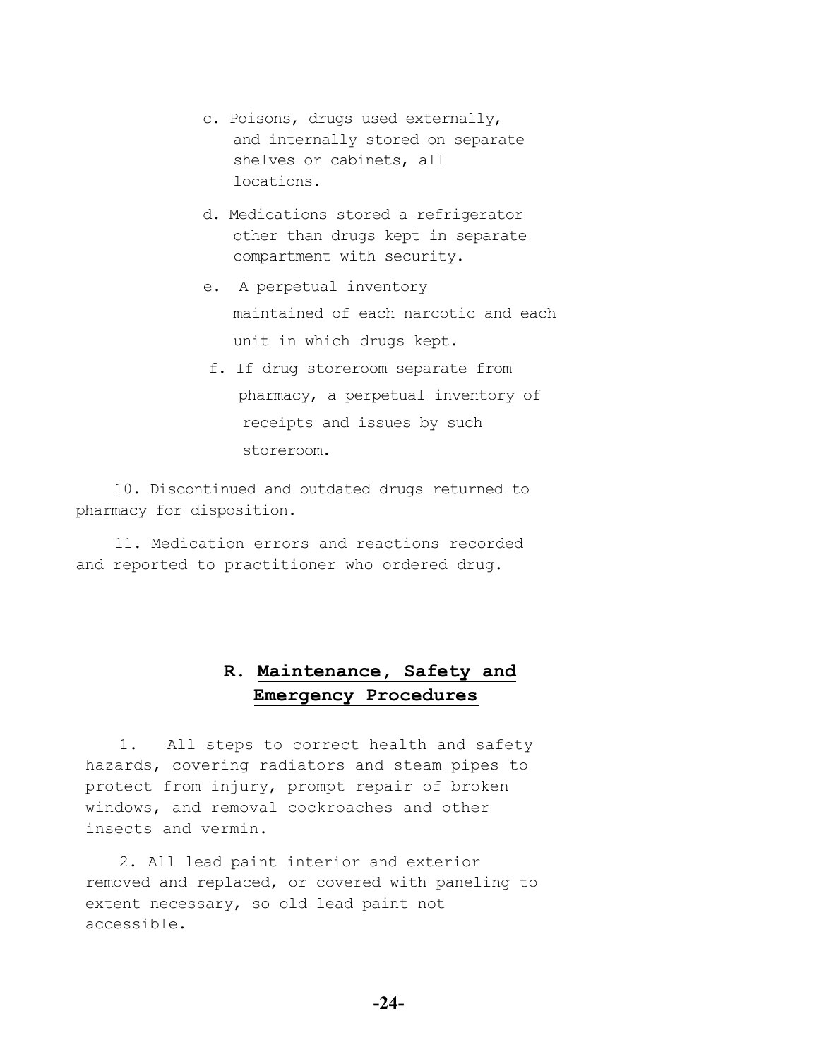c. Poisons, drugs used externally, and internally stored on separate shelves or cabinets, all locations.

d. Medications stored a refrigerator other than drugs kept in separate compartment with security.

e. A perpetual inventory maintained of each narcotic and each unit in which drugs kept.

f. If drug storeroom separate from pharmacy, a perpetual inventory of receipts and issues by such storeroom.

10. Discontinued and outdated drugs returned to pharmacy for disposition.

11. Medication errors and reactions recorded and reported to practitioner who ordered drug.

## R. Maintenance, Safety and Emergency Procedures

1. All steps to correct health and safety hazards, covering radiators and steam pipes to protect from injury, prompt repair of broken windows, and removal cockroaches and other insects and vermin.

2. All lead paint interior and exterior removed and replaced, or covered with paneling to extent necessary, so old lead paint not accessible.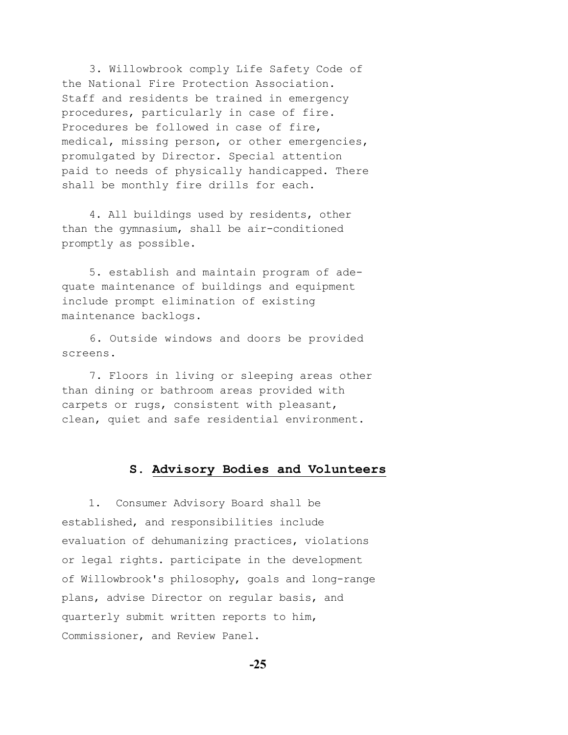3. Willowbrook comply Life Safety Code of the National Fire Protection Association. Staff and residents be trained in emergency procedures, particularly in case of fire. Procedures be followed in case of fire, medical, missing person, or other emergencies, promulgated by Director. Special attention paid to needs of physically handicapped. There shall be monthly fire drills for each.

4. All buildings used by residents, other than the gymnasium, shall be air-conditioned promptly as possible.

5. establish and maintain program of adequate maintenance of buildings and equipment include prompt elimination of existing maintenance backlogs.

6. Outside windows and doors be provided screens.

7. Floors in living or sleeping areas other than dining or bathroom areas provided with carpets or rugs, consistent with pleasant, clean, quiet and safe residential environment.

## S. Advisory Bodies and Volunteers

1. Consumer Advisory Board shall be established, and responsibilities include evaluation of dehumanizing practices, violations or legal rights. participate in the development of Willowbrook's philosophy, goals and long-range plans, advise Director on regular basis, and quarterly submit written reports to him, Commissioner, and Review Panel.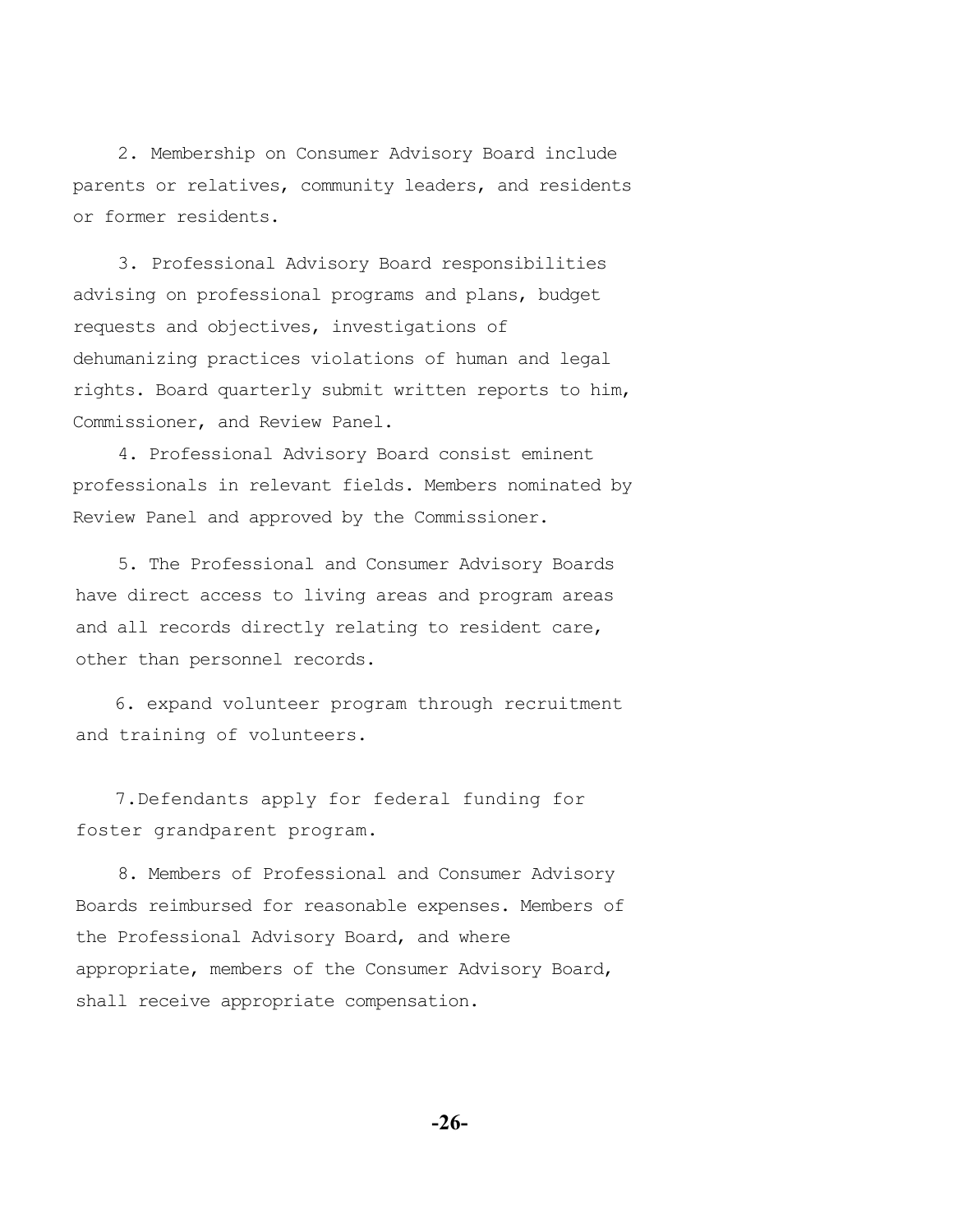2. Membership on Consumer Advisory Board include parents or relatives, community leaders, and residents or former residents.

3. Professional Advisory Board responsibilities advising on professional programs and plans, budget requests and objectives, investigations of dehumanizing practices violations of human and legal rights. Board quarterly submit written reports to him, Commissioner, and Review Panel.

4. Professional Advisory Board consist eminent professionals in relevant fields. Members nominated by Review Panel and approved by the Commissioner.

5. The Professional and Consumer Advisory Boards have direct access to living areas and program areas and all records directly relating to resident care, other than personnel records.

6. expand volunteer program through recruitment and training of volunteers.

7.Defendants apply for federal funding for foster grandparent program.

8. Members of Professional and Consumer Advisory Boards reimbursed for reasonable expenses. Members of the Professional Advisory Board, and where appropriate, members of the Consumer Advisory Board, shall receive appropriate compensation.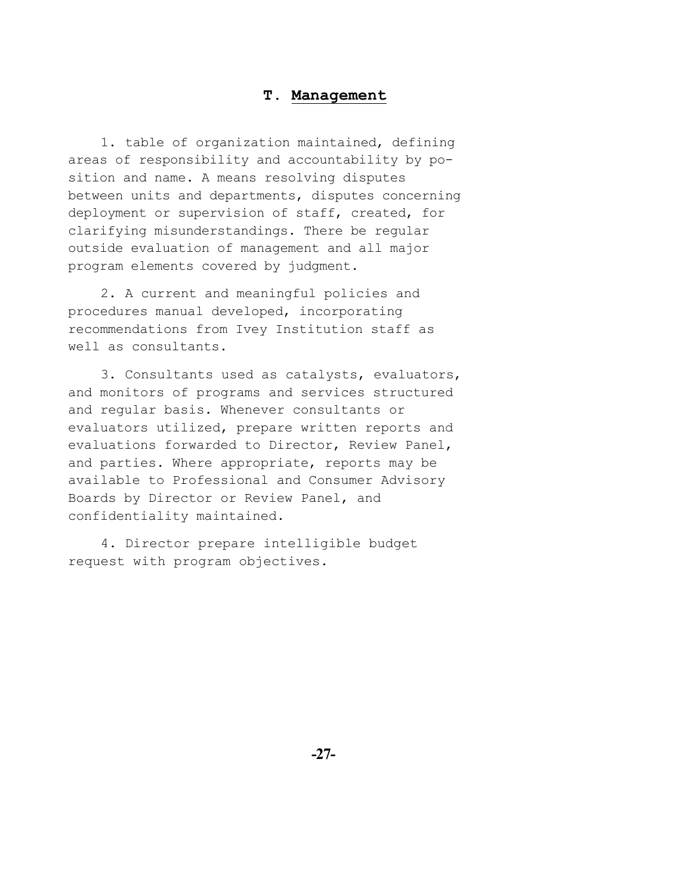## T. Management

1. table of organization maintained, defining areas of responsibility and accountability by position and name. A means resolving disputes between units and departments, disputes concerning deployment or supervision of staff, created, for clarifying misunderstandings. There be regular outside evaluation of management and all major program elements covered by judgment.

2. A current and meaningful policies and procedures manual developed, incorporating recommendations from Ivey Institution staff as well as consultants.

3. Consultants used as catalysts, evaluators, and monitors of programs and services structured and regular basis. Whenever consultants or evaluators utilized, prepare written reports and evaluations forwarded to Director, Review Panel, and parties. Where appropriate, reports may be available to Professional and Consumer Advisory Boards by Director or Review Panel, and confidentiality maintained.

4. Director prepare intelligible budget request with program objectives.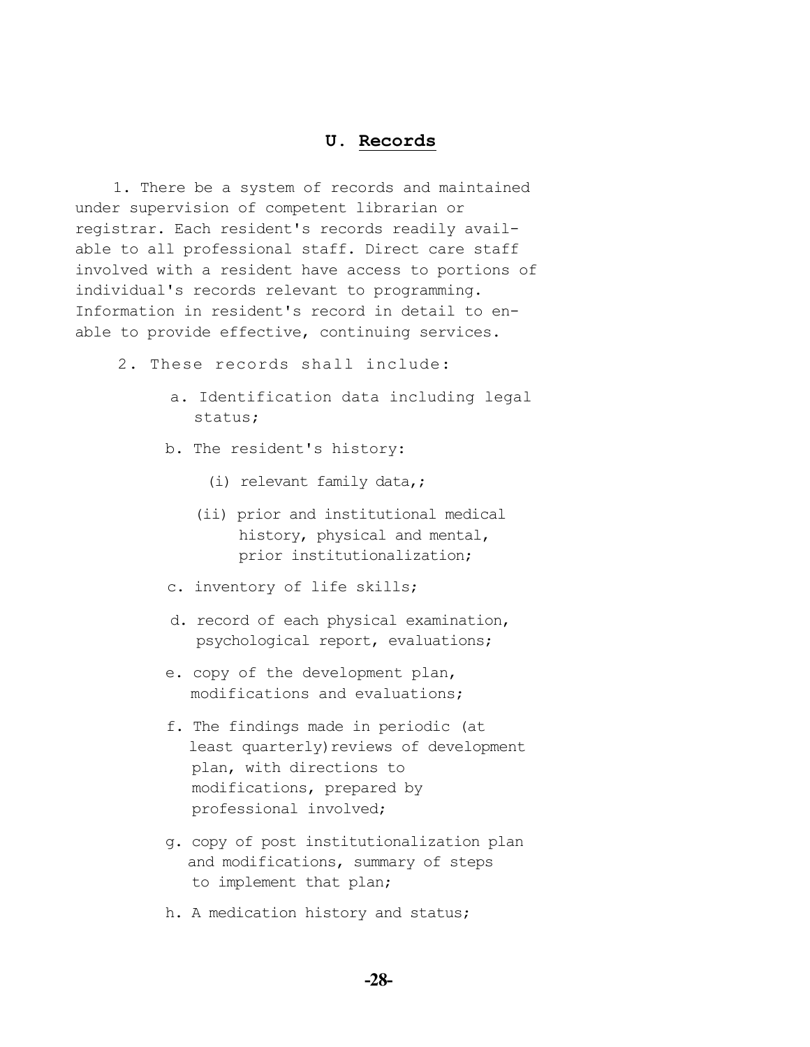## U. Records

1. There be a system of records and maintained under supervision of competent librarian or registrar. Each resident's records readily available to all professional staff. Direct care staff involved with a resident have access to portions of individual's records relevant to programming. Information in resident's record in detail to enable to provide effective, continuing services.

2. These records shall include:

   a. Identification data including legal status;

   b. The resident's history:

      (i) relevant family data,;

      (ii) prior and institutional medical history, physical and mental, prior institutionalization;

   c. inventory of life skills;

   d. record of each physical examination, psychological report, evaluations;

   e. copy of the development plan, modifications and evaluations;

   f. The findings made in periodic (at least quarterly) reviews of development plan, with directions to modifications, prepared by professional involved;

   g. copy of post institutionalization plan and modifications, summary of steps to implement that plan;

   h. A medication history and status;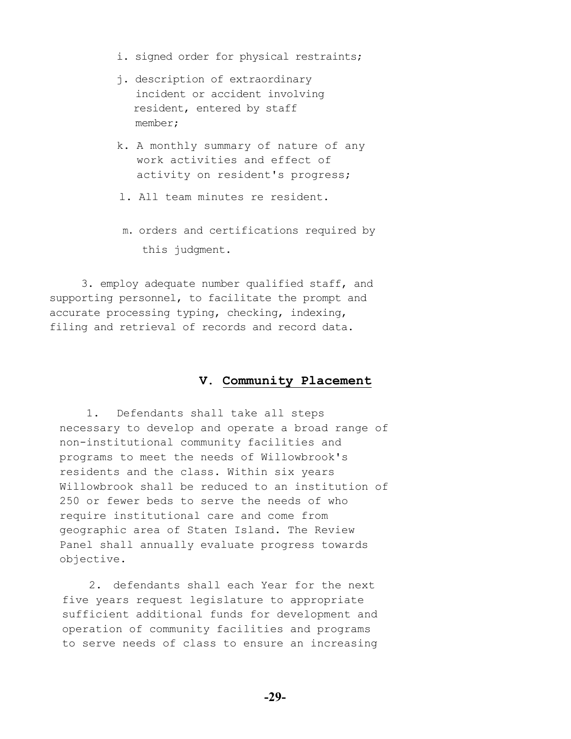i. signed order for physical restraints;

j. description of extraordinary incident or accident involving resident, entered by staff member;

k. A monthly summary of nature of any work activities and effect of activity on resident's progress;

l. All team minutes re resident.

m. orders and certifications required by this judgment.

3. employ adequate number qualified staff, and supporting personnel, to facilitate the prompt and accurate processing typing, checking, indexing, filing and retrieval of records and record data.

## V. Community Placement

1. Defendants shall take all steps necessary to develop and operate a broad range of non-institutional community facilities and programs to meet the needs of Willowbrook's residents and the class. Within six years Willowbrook shall be reduced to an institution of 250 or fewer beds to serve the needs of who require institutional care and come from geographic area of Staten Island. The Review Panel shall annually evaluate progress towards objective.

2. defendants shall each Year for the next five years request legislature to appropriate sufficient additional funds for development and operation of community facilities and programs to serve needs of class to ensure an increasing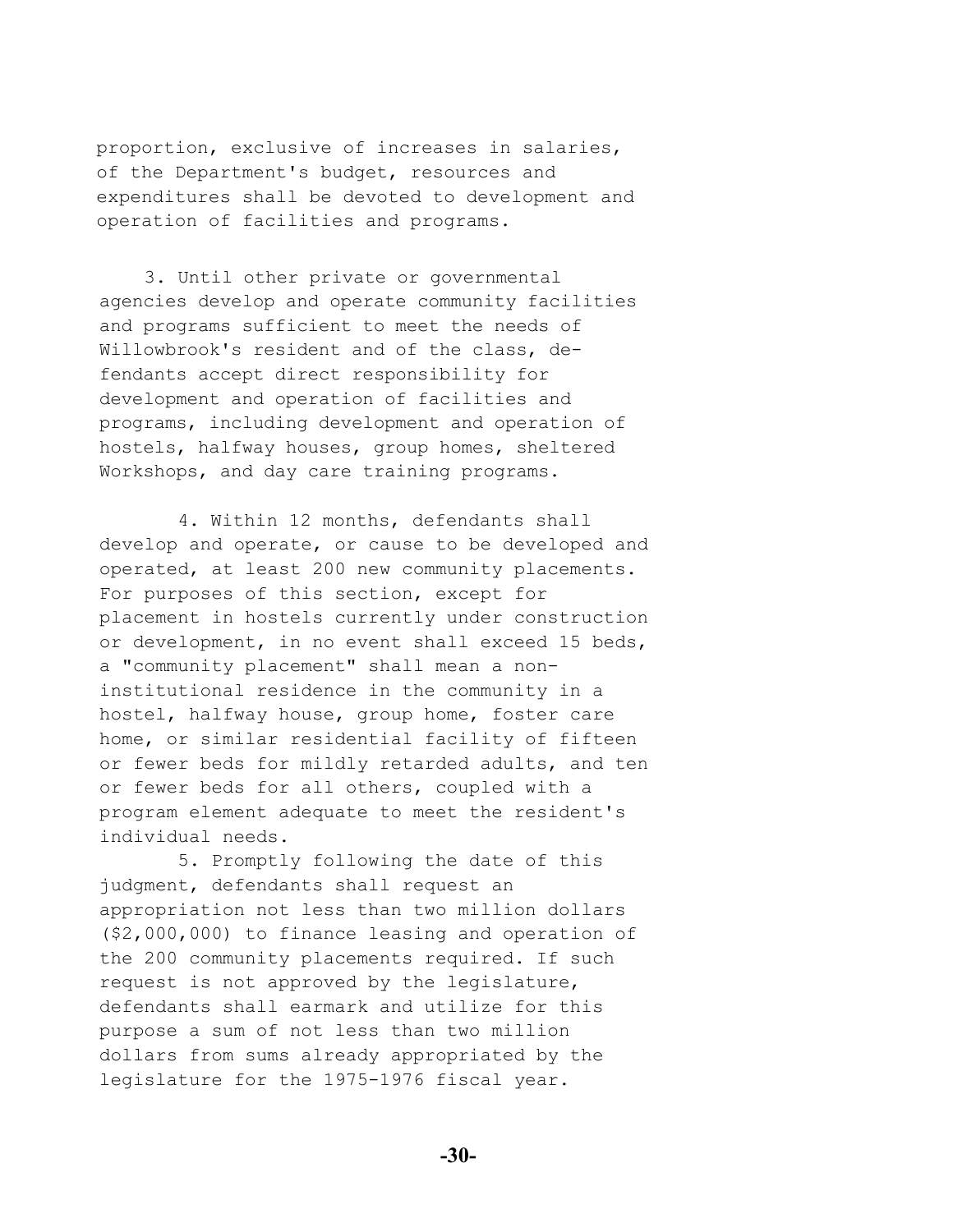proportion, exclusive of increases in salaries, of the Department's budget, resources and expenditures shall be devoted to development and operation of facilities and programs.

3. Until other private or governmental agencies develop and operate community facilities and programs sufficient to meet the needs of Willowbrook's resident and of the class, defendants accept direct responsibility for development and operation of facilities and programs, including development and operation of hostels, halfway houses, group homes, sheltered Workshops, and day care training programs.

4. Within 12 months, defendants shall develop and operate, or cause to be developed and operated, at least 200 new community placements. For purposes of this section, except for placement in hostels currently under construction or development, in no event shall exceed 15 beds, a "community placement" shall mean a non-institutional residence in the community in a hostel, halfway house, group home, foster care home, or similar residential facility of fifteen or fewer beds for mildly retarded adults, and ten or fewer beds for all others, coupled with a program element adequate to meet the resident's individual needs.

5. Promptly following the date of this judgment, defendants shall request an appropriation not less than two million dollars ($2,000,000) to finance leasing and operation of the 200 community placements required. If such request is not approved by the legislature, defendants shall earmark and utilize for this purpose a sum of not less than two million dollars from sums already appropriated by the legislature for the 1975-1976 fiscal year.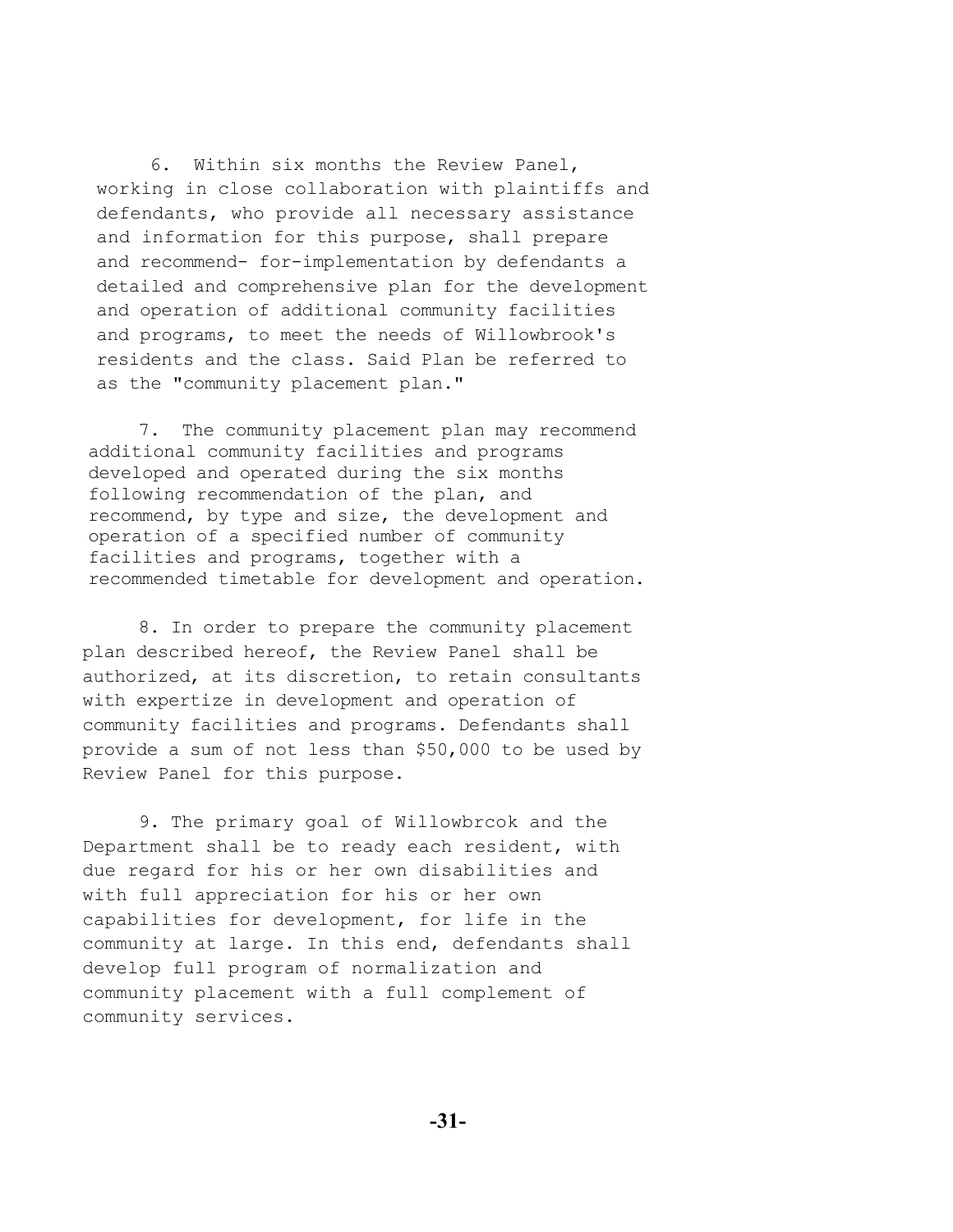6. Within six months the Review Panel, working in close collaboration with plaintiffs and defendants, who provide all necessary assistance and information for this purpose, shall prepare and recommend- for-implementation by defendants a detailed and comprehensive plan for the development and operation of additional community facilities and programs, to meet the needs of Willowbrook's residents and the class. Said Plan be referred to as the "community placement plan."

7. The community placement plan may recommend additional community facilities and programs developed and operated during the six months following recommendation of the plan, and recommend, by type and size, the development and operation of a specified number of community facilities and programs, together with a recommended timetable for development and operation.

8. In order to prepare the community placement plan described hereof, the Review Panel shall be authorized, at its discretion, to retain consultants with expertize in development and operation of community facilities and programs. Defendants shall provide a sum of not less than $50,000 to be used by Review Panel for this purpose.

9. The primary goal of Willowbrcok and the Department shall be to ready each resident, with due regard for his or her own disabilities and with full appreciation for his or her own capabilities for development, for life in the community at large. In this end, defendants shall develop full program of normalization and community placement with a full complement of community services.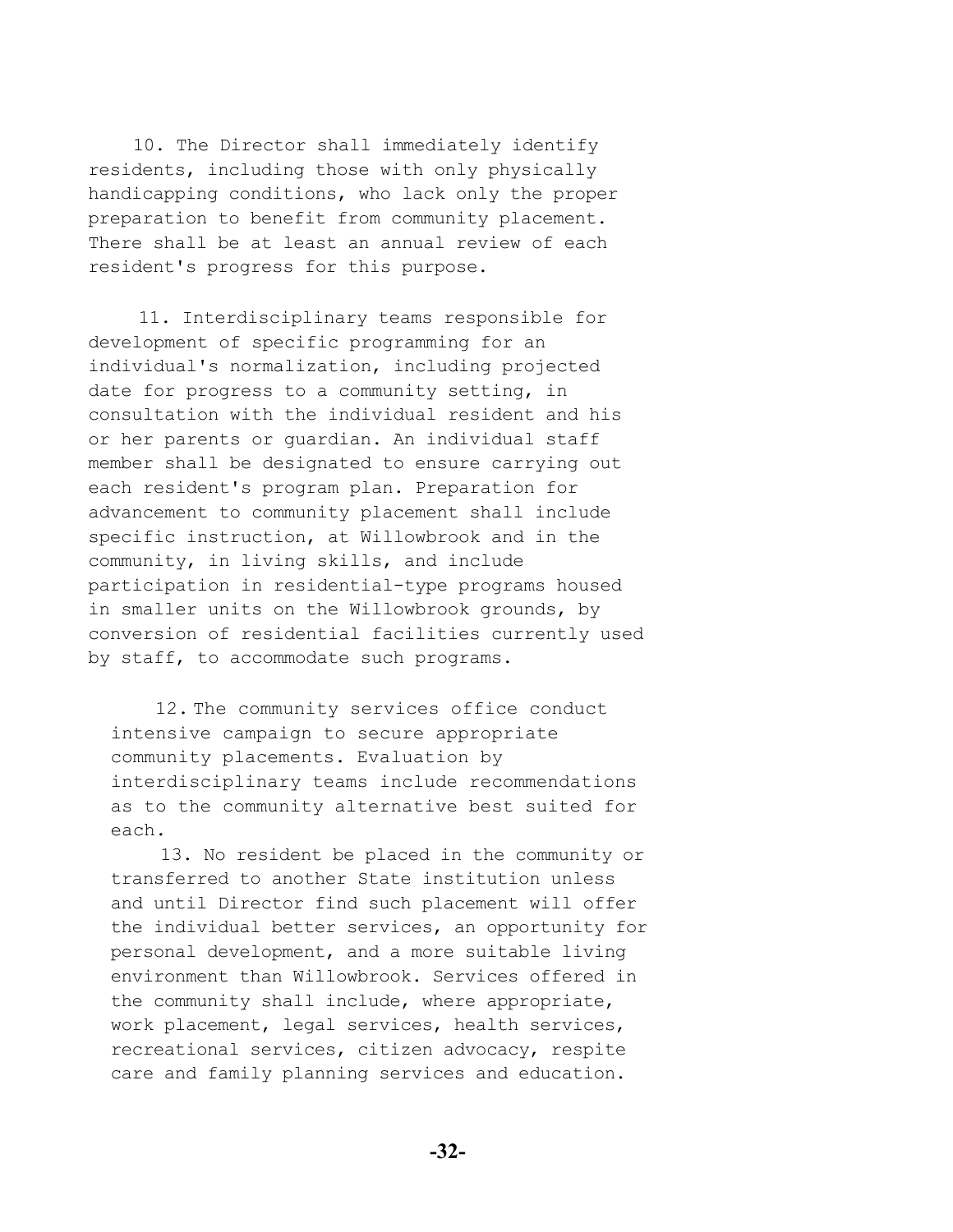10. The Director shall immediately identify residents, including those with only physically handicapping conditions, who lack only the proper preparation to benefit from community placement. There shall be at least an annual review of each resident's progress for this purpose.

11. Interdisciplinary teams responsible for development of specific programming for an individual's normalization, including projected date for progress to a community setting, in consultation with the individual resident and his or her parents or guardian. An individual staff member shall be designated to ensure carrying out each resident's program plan. Preparation for advancement to community placement shall include specific instruction, at Willowbrook and in the community, in living skills, and include participation in residential-type programs housed in smaller units on the Willowbrook grounds, by conversion of residential facilities currently used by staff, to accommodate such programs.

12. The community services office conduct intensive campaign to secure appropriate community placements. Evaluation by interdisciplinary teams include recommendations as to the community alternative best suited for each.

13. No resident be placed in the community or transferred to another State institution unless and until Director find such placement will offer the individual better services, an opportunity for personal development, and a more suitable living environment than Willowbrook. Services offered in the community shall include, where appropriate, work placement, legal services, health services, recreational services, citizen advocacy, respite care and family planning services and education.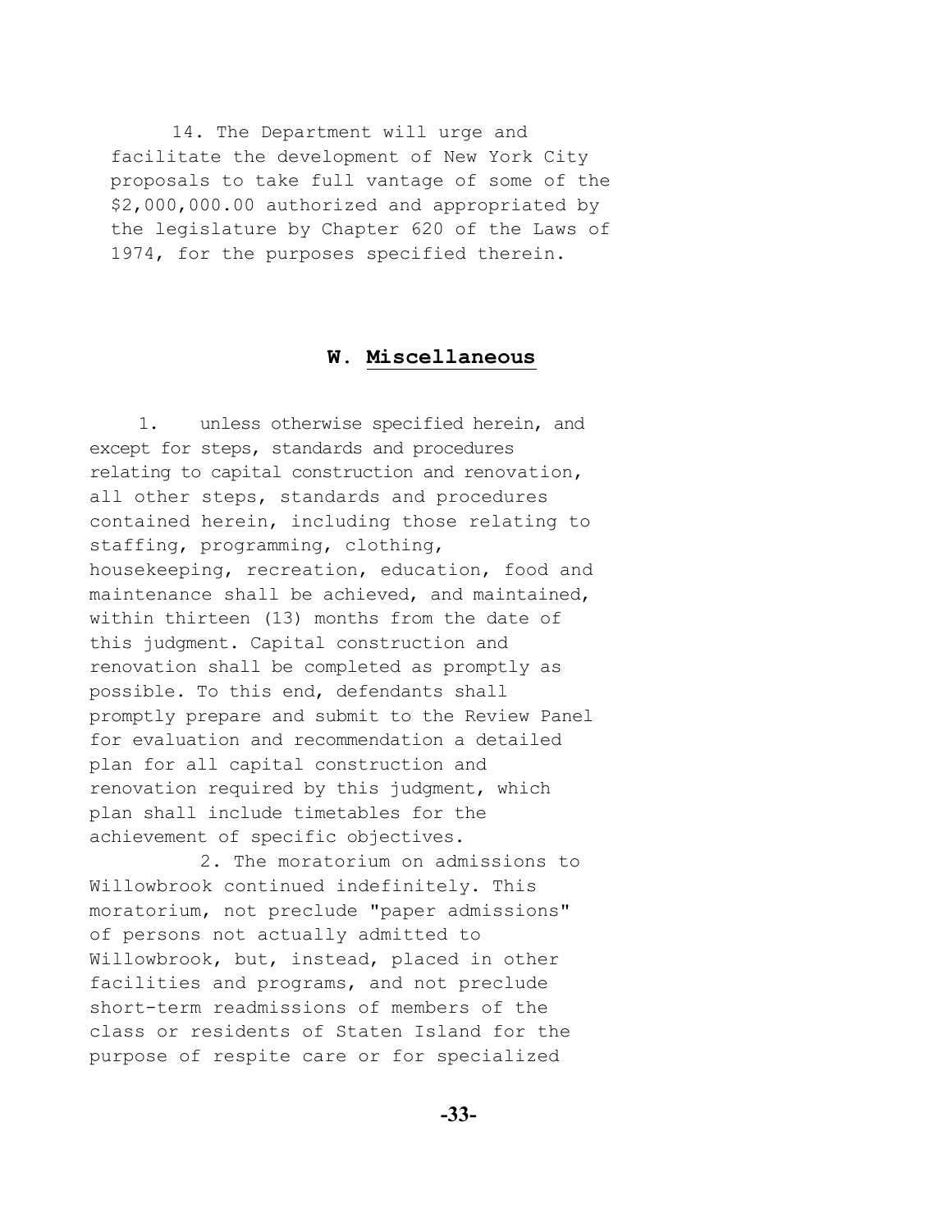14. The Department will urge and facilitate the development of New York City proposals to take full vantage of some of the $2,000,000.00 authorized and appropriated by the legislature by Chapter 620 of the Laws of 1974, for the purposes specified therein.

## W. Miscellaneous

1. unless otherwise specified herein, and except for steps, standards and procedures relating to capital construction and renovation, all other steps, standards and procedures contained herein, including those relating to staffing, programming, clothing, housekeeping, recreation, education, food and maintenance shall be achieved, and maintained, within thirteen (13) months from the date of this judgment. Capital construction and renovation shall be completed as promptly as possible. To this end, defendants shall promptly prepare and submit to the Review Panel for evaluation and recommendation a detailed plan for all capital construction and renovation required by this judgment, which plan shall include timetables for the achievement of specific objectives.

2. The moratorium on admissions to Willowbrook continued indefinitely. This moratorium, not preclude "paper admissions" of persons not actually admitted to Willowbrook, but, instead, placed in other facilities and programs, and not preclude short-term readmissions of members of the class or residents of Staten Island for the purpose of respite care or for specialized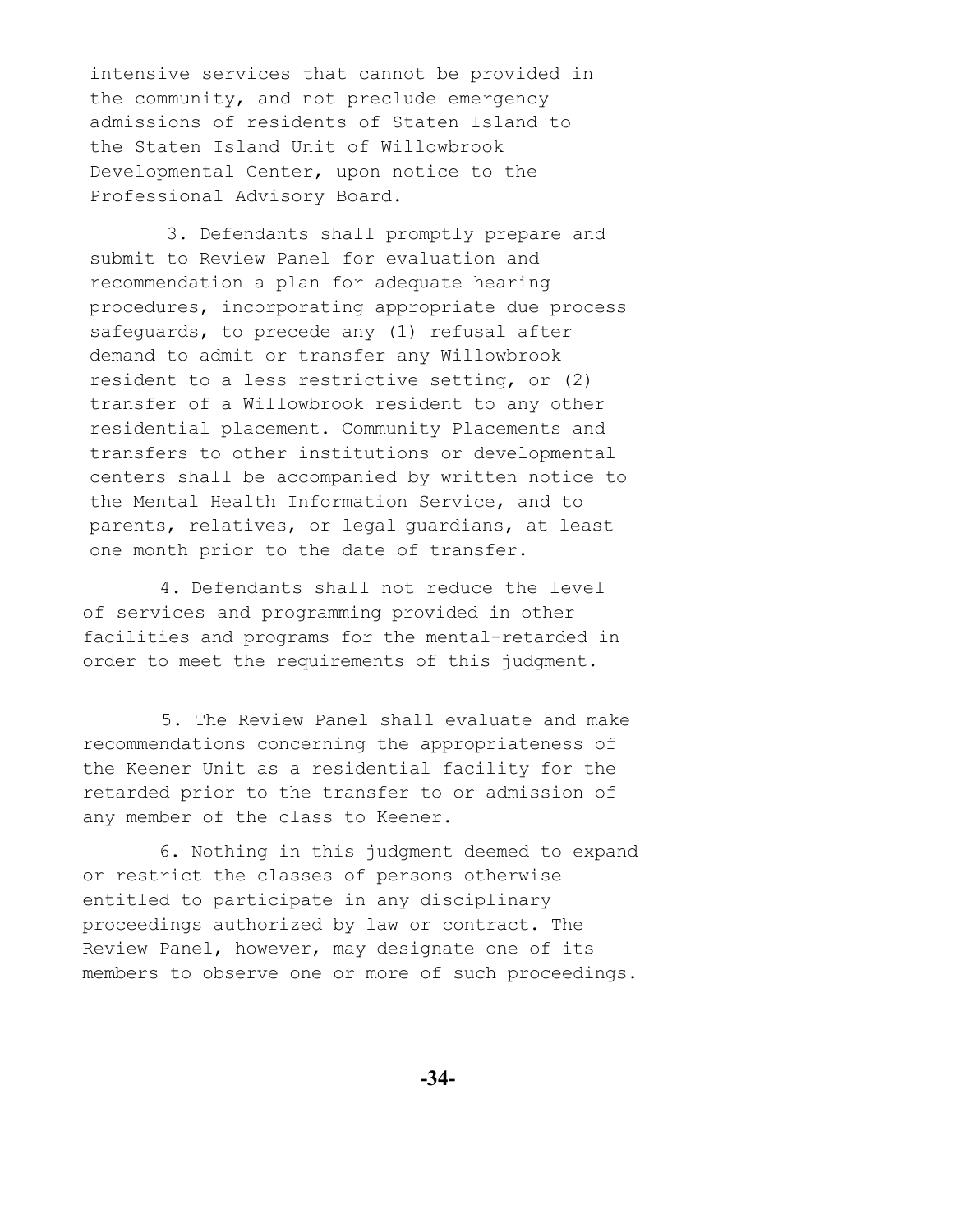intensive services that cannot be provided in the community, and not preclude emergency admissions of residents of Staten Island to the Staten Island Unit of Willowbrook Developmental Center, upon notice to the Professional Advisory Board.

3. Defendants shall promptly prepare and submit to Review Panel for evaluation and recommendation a plan for adequate hearing procedures, incorporating appropriate due process safeguards, to precede any (1) refusal after demand to admit or transfer any Willowbrook resident to a less restrictive setting, or (2) transfer of a Willowbrook resident to any other residential placement. Community Placements and transfers to other institutions or developmental centers shall be accompanied by written notice to the Mental Health Information Service, and to parents, relatives, or legal guardians, at least one month prior to the date of transfer.

4. Defendants shall not reduce the level of services and programming provided in other facilities and programs for the mental-retarded in order to meet the requirements of this judgment.

5. The Review Panel shall evaluate and make recommendations concerning the appropriateness of the Keener Unit as a residential facility for the retarded prior to the transfer to or admission of any member of the class to Keener.

6. Nothing in this judgment deemed to expand or restrict the classes of persons otherwise entitled to participate in any disciplinary proceedings authorized by law or contract. The Review Panel, however, may designate one of its members to observe one or more of such proceedings.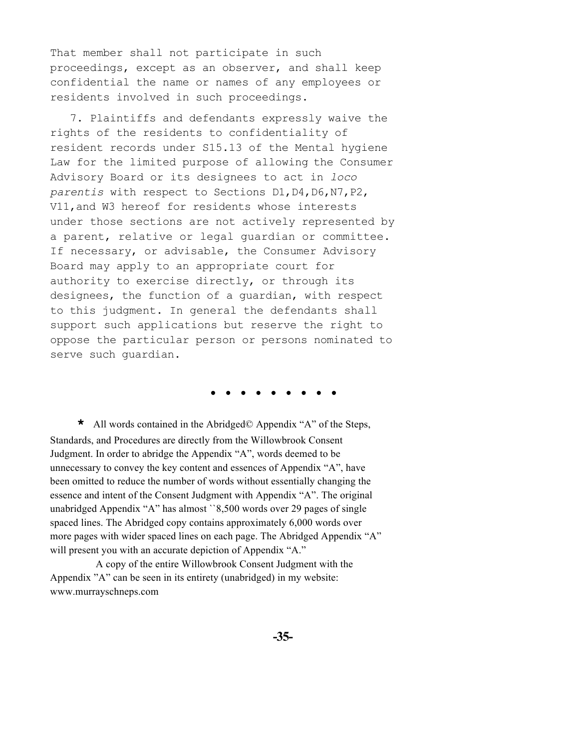That member shall not participate in such proceedings, except as an observer, and shall keep confidential the name or names of any employees or residents involved in such proceedings.

7. Plaintiffs and defendants expressly waive the rights of the residents to confidentiality of resident records under S15.13 of the Mental hygiene Law for the limited purpose of allowing the Consumer Advisory Board or its designees to act in *loco parentis* with respect to Sections D1,D4,D6,N7,P2, V11,and W3 hereof for residents whose interests under those sections are not actively represented by a parent, relative or legal guardian or committee. If necessary, or advisable, the Consumer Advisory Board may apply to an appropriate court for authority to exercise directly, or through its designees, the function of a guardian, with respect to this judgment. In general the defendants shall support such applications but reserve the right to oppose the particular person or persons nominated to serve such guardian.

• • • • • • • • • •

**\*** All words contained in the Abridged© Appendix "A" of the Steps, Standards, and Procedures are directly from the Willowbrook Consent Judgment. In order to abridge the Appendix "A", words deemed to be unnecessary to convey the key content and essences of Appendix "A", have been omitted to reduce the number of words without essentially changing the essence and intent of the Consent Judgment with Appendix "A". The original unabridged Appendix "A" has almost ``8,500 words over 29 pages of single spaced lines. The Abridged copy contains approximately 6,000 words over more pages with wider spaced lines on each page. The Abridged Appendix "A" will present you with an accurate depiction of Appendix "A."

A copy of the entire Willowbrook Consent Judgment with the Appendix "A" can be seen in its entirety (unabridged) in my website: www.murrayschneps.com